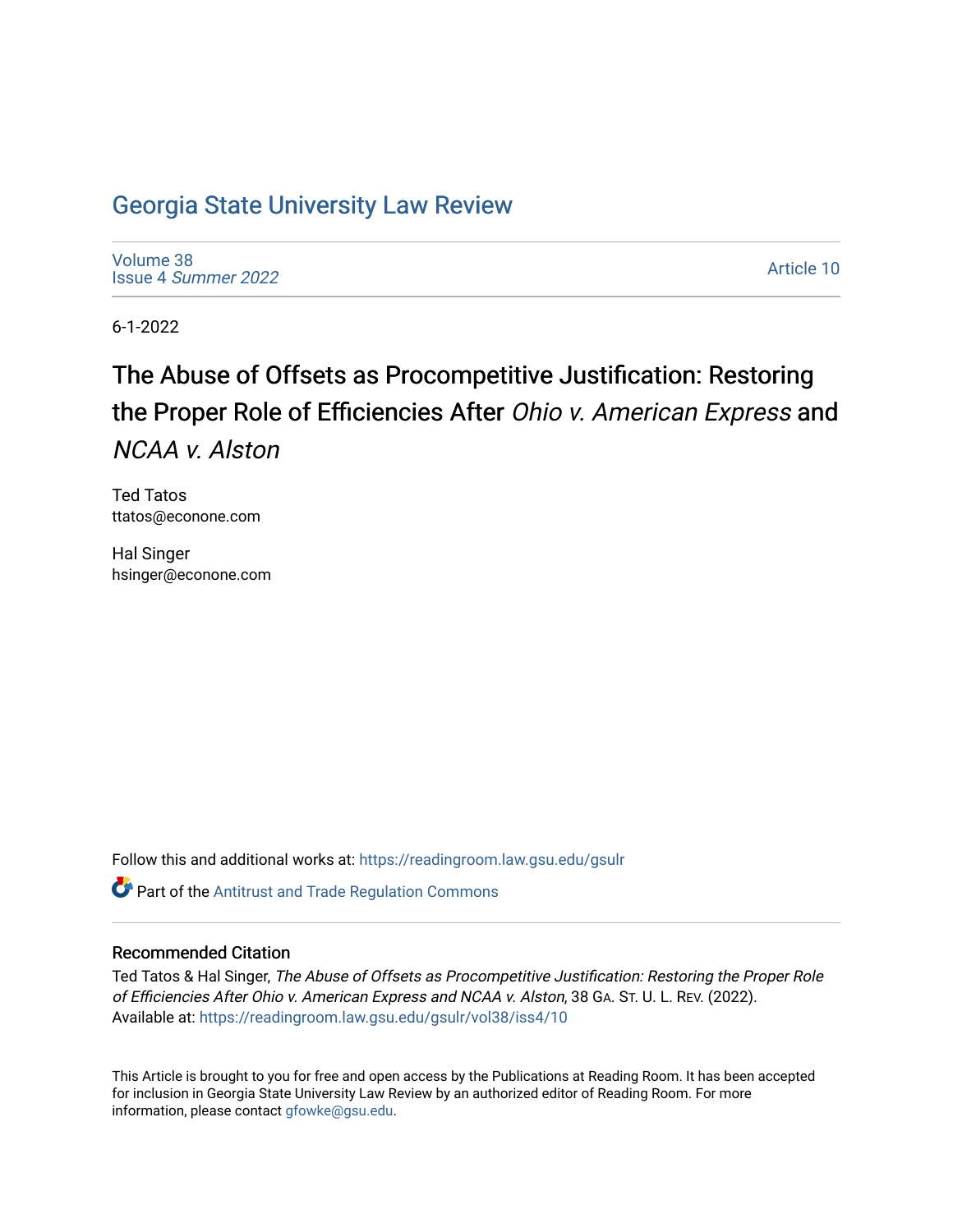# Georgia State University Law Review

Volume 38
Issue 4 *Summer 2022*

Article 10

6-1-2022

## The Abuse of Offsets as Procompetitive Justification: Restoring the Proper Role of Efficiencies After *Ohio v. American Express* and *NCAA v. Alston*

Ted Tatos
ttatos@econone.com

Hal Singer
hsinger@econone.com

Follow this and additional works at: https://readingroom.law.gsu.edu/gsulr

Part of the Antitrust and Trade Regulation Commons

### Recommended Citation

Ted Tatos & Hal Singer, *The Abuse of Offsets as Procompetitive Justification: Restoring the Proper Role of Efficiencies After Ohio v. American Express and NCAA v. Alston*, 38 GA. ST. U. L. REV. (2022).
Available at: https://readingroom.law.gsu.edu/gsulr/vol38/iss4/10

This Article is brought to you for free and open access by the Publications at Reading Room. It has been accepted for inclusion in Georgia State University Law Review by an authorized editor of Reading Room. For more information, please contact gfowke@gsu.edu.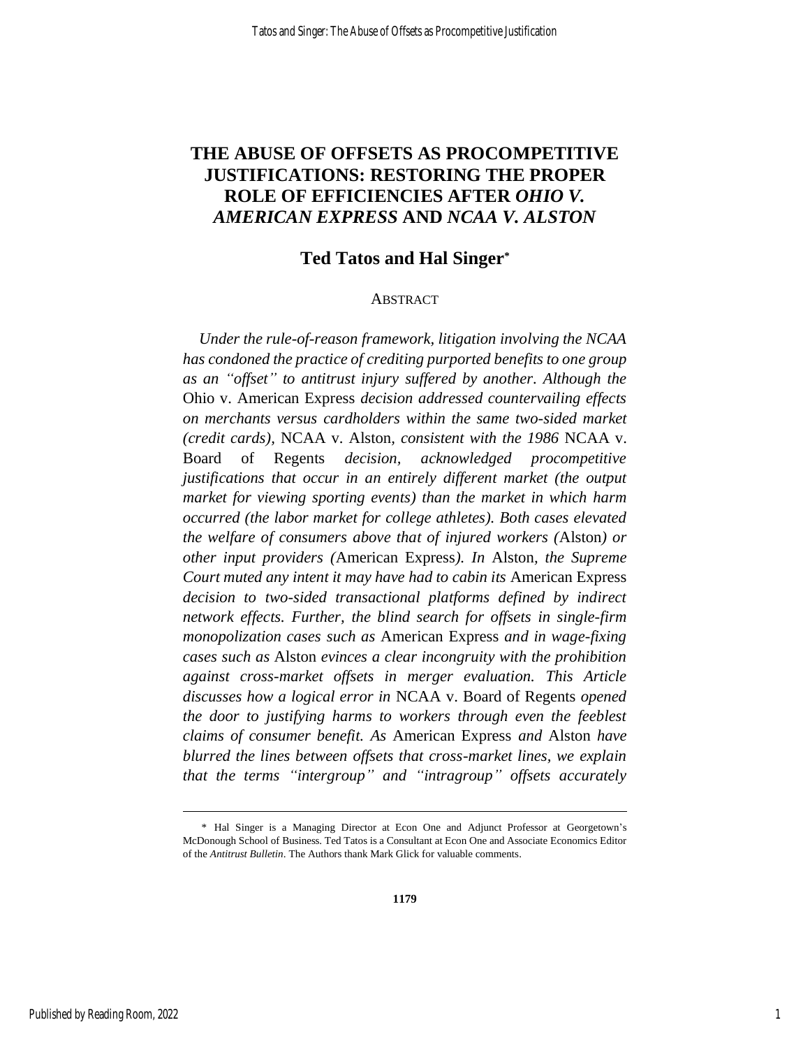# THE ABUSE OF OFFSETS AS PROCOMPETITIVE JUSTIFICATIONS: RESTORING THE PROPER ROLE OF EFFICIENCIES AFTER *OHIO V. AMERICAN EXPRESS* AND *NCAA V. ALSTON*

## Ted Tatos and Hal Singer*

ABSTRACT

*Under the rule-of-reason framework, litigation involving the NCAA has condoned the practice of crediting purported benefits to one group as an "offset" to antitrust injury suffered by another. Although the* Ohio v. American Express *decision addressed countervailing effects on merchants versus cardholders within the same two-sided market (credit cards),* NCAA v. Alston*, consistent with the 1986* NCAA v. Board of Regents *decision, acknowledged procompetitive justifications that occur in an entirely different market (the output market for viewing sporting events) than the market in which harm occurred (the labor market for college athletes). Both cases elevated the welfare of consumers above that of injured workers (*Alston*) or other input providers (*American Express*). In* Alston*, the Supreme Court muted any intent it may have had to cabin its* American Express *decision to two-sided transactional platforms defined by indirect network effects. Further, the blind search for offsets in single-firm monopolization cases such as* American Express *and in wage-fixing cases such as* Alston *evinces a clear incongruity with the prohibition against cross-market offsets in merger evaluation. This Article discusses how a logical error in* NCAA v. Board of Regents *opened the door to justifying harms to workers through even the feeblest claims of consumer benefit. As* American Express *and* Alston *have blurred the lines between offsets that cross-market lines, we explain that the terms "intergroup" and "intragroup" offsets accurately*

---

\* Hal Singer is a Managing Director at Econ One and Adjunct Professor at Georgetown's McDonough School of Business. Ted Tatos is a Consultant at Econ One and Associate Economics Editor of the *Antitrust Bulletin*. The Authors thank Mark Glick for valuable comments.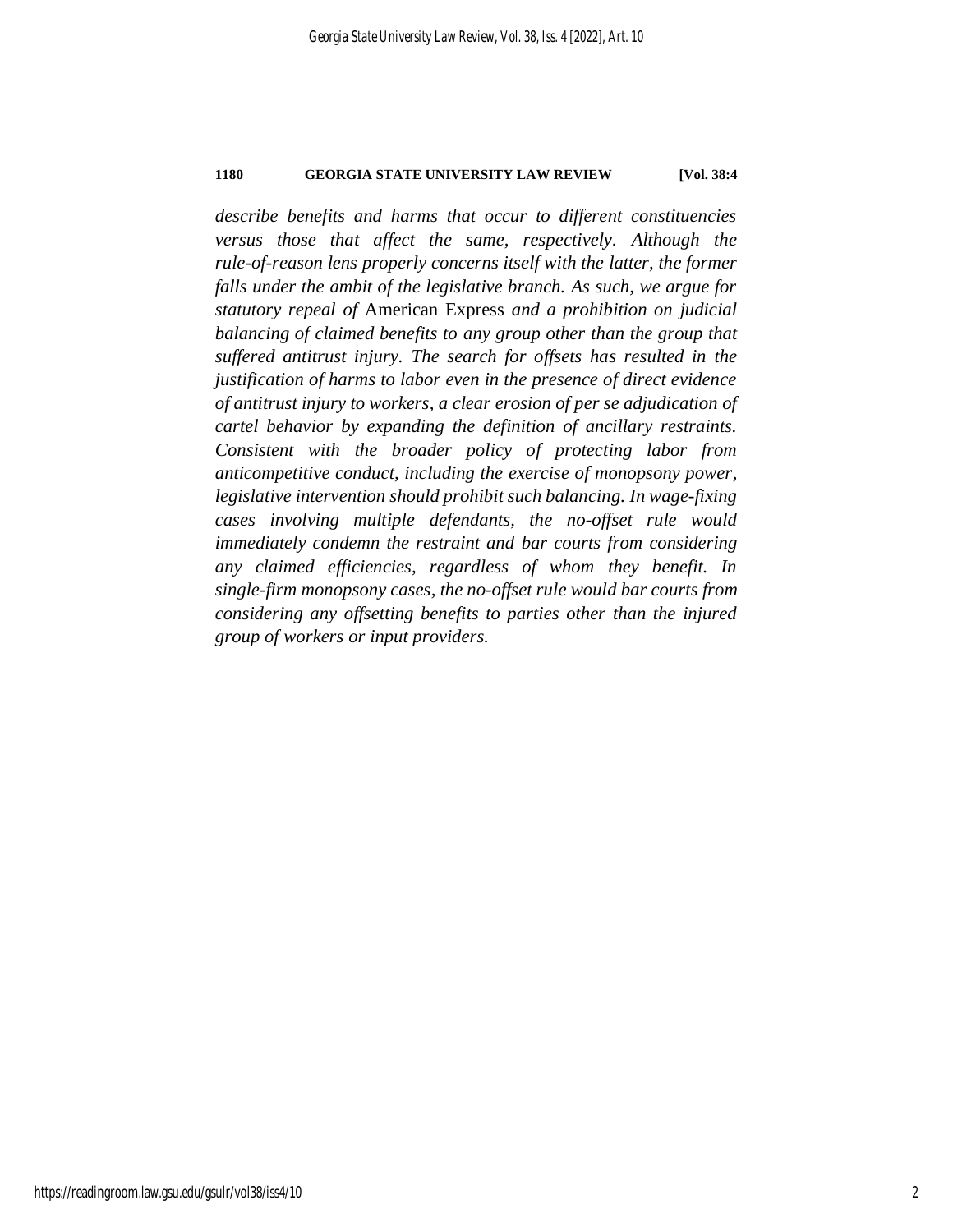*describe benefits and harms that occur to different constituencies versus those that affect the same, respectively. Although the rule-of-reason lens properly concerns itself with the latter, the former falls under the ambit of the legislative branch. As such, we argue for statutory repeal of* American Express *and a prohibition on judicial balancing of claimed benefits to any group other than the group that suffered antitrust injury. The search for offsets has resulted in the justification of harms to labor even in the presence of direct evidence of antitrust injury to workers, a clear erosion of per se adjudication of cartel behavior by expanding the definition of ancillary restraints. Consistent with the broader policy of protecting labor from anticompetitive conduct, including the exercise of monopsony power, legislative intervention should prohibit such balancing. In wage-fixing cases involving multiple defendants, the no-offset rule would immediately condemn the restraint and bar courts from considering any claimed efficiencies, regardless of whom they benefit. In single-firm monopsony cases, the no-offset rule would bar courts from considering any offsetting benefits to parties other than the injured group of workers or input providers.*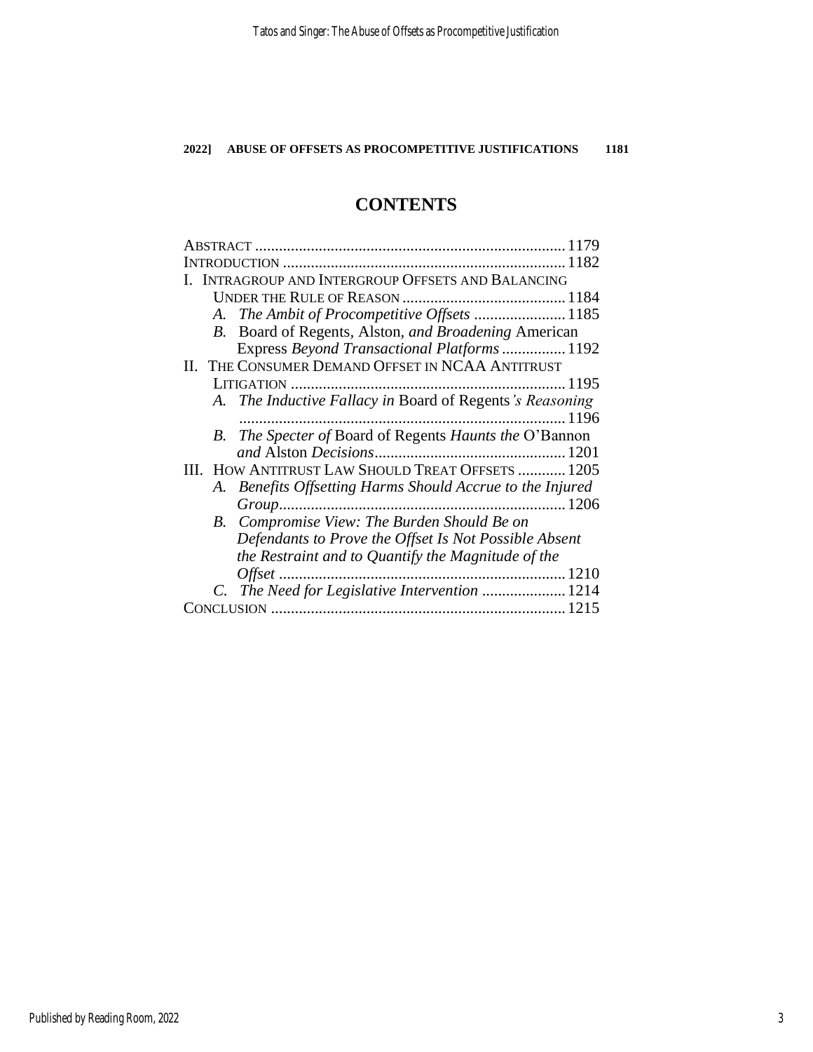# CONTENTS

ABSTRACT .......... 1179

INTRODUCTION .......... 1182

I. INTRAGROUP AND INTERGROUP OFFSETS AND BALANCING UNDER THE RULE OF REASON .......... 1184

- A. *The Ambit of Procompetitive Offsets* .......... 1185
- B. Board of Regents, Alston, *and Broadening* American Express *Beyond Transactional Platforms* .......... 1192

II. THE CONSUMER DEMAND OFFSET IN NCAA ANTITRUST LITIGATION .......... 1195

- A. *The Inductive Fallacy in* Board of Regents*'s Reasoning* .......... 1196
- B. *The Specter of* Board of Regents *Haunts the* O'Bannon *and* Alston *Decisions* .......... 1201

III. HOW ANTITRUST LAW SHOULD TREAT OFFSETS .......... 1205

- A. *Benefits Offsetting Harms Should Accrue to the Injured Group* .......... 1206
- B. *Compromise View: The Burden Should Be on Defendants to Prove the Offset Is Not Possible Absent the Restraint and to Quantify the Magnitude of the Offset* .......... 1210
- C. *The Need for Legislative Intervention* .......... 1214

CONCLUSION .......... 1215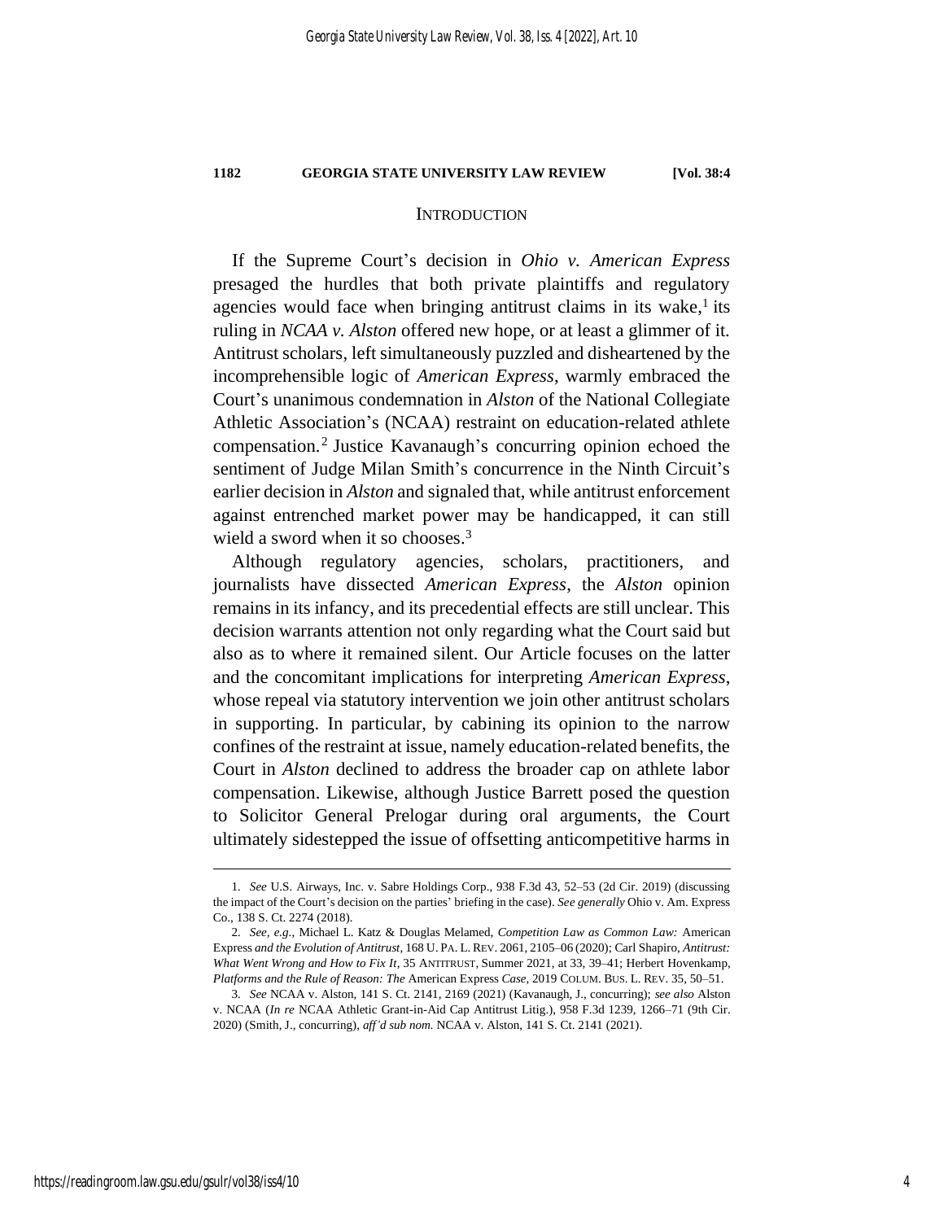## INTRODUCTION

If the Supreme Court's decision in *Ohio v. American Express* presaged the hurdles that both private plaintiffs and regulatory agencies would face when bringing antitrust claims in its wake,[1] its ruling in *NCAA v. Alston* offered new hope, or at least a glimmer of it. Antitrust scholars, left simultaneously puzzled and disheartened by the incomprehensible logic of *American Express*, warmly embraced the Court's unanimous condemnation in *Alston* of the National Collegiate Athletic Association's (NCAA) restraint on education-related athlete compensation.[2] Justice Kavanaugh's concurring opinion echoed the sentiment of Judge Milan Smith's concurrence in the Ninth Circuit's earlier decision in *Alston* and signaled that, while antitrust enforcement against entrenched market power may be handicapped, it can still wield a sword when it so chooses.[3]

Although regulatory agencies, scholars, practitioners, and journalists have dissected *American Express*, the *Alston* opinion remains in its infancy, and its precedential effects are still unclear. This decision warrants attention not only regarding what the Court said but also as to where it remained silent. Our Article focuses on the latter and the concomitant implications for interpreting *American Express*, whose repeal via statutory intervention we join other antitrust scholars in supporting. In particular, by cabining its opinion to the narrow confines of the restraint at issue, namely education-related benefits, the Court in *Alston* declined to address the broader cap on athlete labor compensation. Likewise, although Justice Barrett posed the question to Solicitor General Prelogar during oral arguments, the Court ultimately sidestepped the issue of offsetting anticompetitive harms in

---

1. *See* U.S. Airways, Inc. v. Sabre Holdings Corp., 938 F.3d 43, 52–53 (2d Cir. 2019) (discussing the impact of the Court's decision on the parties' briefing in the case). *See generally* Ohio v. Am. Express Co., 138 S. Ct. 2274 (2018).

2. *See, e.g.*, Michael L. Katz & Douglas Melamed, *Competition Law as Common Law:* American Express *and the Evolution of Antitrust*, 168 U. PA. L. REV. 2061, 2105–06 (2020); Carl Shapiro, *Antitrust: What Went Wrong and How to Fix It*, 35 ANTITRUST, Summer 2021, at 33, 39–41; Herbert Hovenkamp, *Platforms and the Rule of Reason: The* American Express *Case*, 2019 COLUM. BUS. L. REV. 35, 50–51.

3. *See* NCAA v. Alston, 141 S. Ct. 2141, 2169 (2021) (Kavanaugh, J., concurring); *see also* Alston v. NCAA (*In re* NCAA Athletic Grant-in-Aid Cap Antitrust Litig.), 958 F.3d 1239, 1266–71 (9th Cir. 2020) (Smith, J., concurring), *aff'd sub nom.* NCAA v. Alston, 141 S. Ct. 2141 (2021).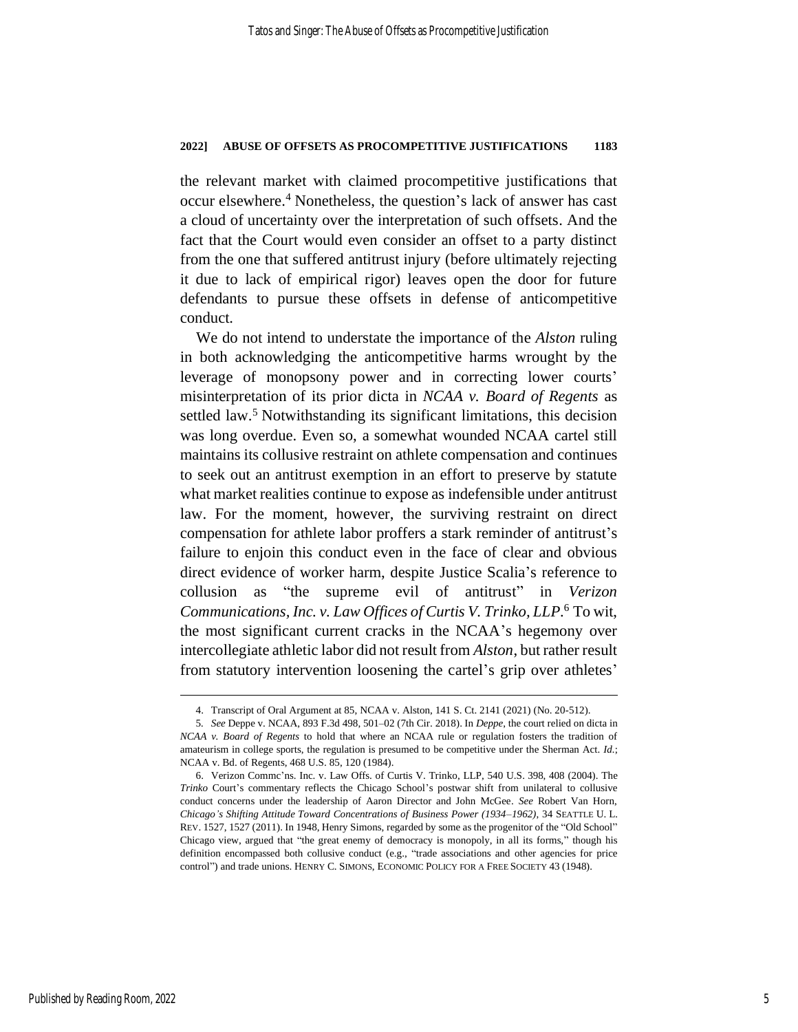the relevant market with claimed procompetitive justifications that occur elsewhere.[4] Nonetheless, the question's lack of answer has cast a cloud of uncertainty over the interpretation of such offsets. And the fact that the Court would even consider an offset to a party distinct from the one that suffered antitrust injury (before ultimately rejecting it due to lack of empirical rigor) leaves open the door for future defendants to pursue these offsets in defense of anticompetitive conduct.

We do not intend to understate the importance of the *Alston* ruling in both acknowledging the anticompetitive harms wrought by the leverage of monopsony power and in correcting lower courts' misinterpretation of its prior dicta in *NCAA v. Board of Regents* as settled law.[5] Notwithstanding its significant limitations, this decision was long overdue. Even so, a somewhat wounded NCAA cartel still maintains its collusive restraint on athlete compensation and continues to seek out an antitrust exemption in an effort to preserve by statute what market realities continue to expose as indefensible under antitrust law. For the moment, however, the surviving restraint on direct compensation for athlete labor proffers a stark reminder of antitrust's failure to enjoin this conduct even in the face of clear and obvious direct evidence of worker harm, despite Justice Scalia's reference to collusion as "the supreme evil of antitrust" in *Verizon Communications, Inc. v. Law Offices of Curtis V. Trinko, LLP*.[6] To wit, the most significant current cracks in the NCAA's hegemony over intercollegiate athletic labor did not result from *Alston*, but rather result from statutory intervention loosening the cartel's grip over athletes'

---

4. Transcript of Oral Argument at 85, NCAA v. Alston, 141 S. Ct. 2141 (2021) (No. 20-512).

5. *See* Deppe v. NCAA, 893 F.3d 498, 501–02 (7th Cir. 2018). In *Deppe*, the court relied on dicta in *NCAA v. Board of Regents* to hold that where an NCAA rule or regulation fosters the tradition of amateurism in college sports, the regulation is presumed to be competitive under the Sherman Act. *Id.*; NCAA v. Bd. of Regents, 468 U.S. 85, 120 (1984).

6. Verizon Commc'ns. Inc. v. Law Offs. of Curtis V. Trinko, LLP, 540 U.S. 398, 408 (2004). The *Trinko* Court's commentary reflects the Chicago School's postwar shift from unilateral to collusive conduct concerns under the leadership of Aaron Director and John McGee. *See* Robert Van Horn, *Chicago's Shifting Attitude Toward Concentrations of Business Power (1934–1962)*, 34 SEATTLE U. L. REV. 1527, 1527 (2011). In 1948, Henry Simons, regarded by some as the progenitor of the "Old School" Chicago view, argued that "the great enemy of democracy is monopoly, in all its forms," though his definition encompassed both collusive conduct (e.g., "trade associations and other agencies for price control") and trade unions. HENRY C. SIMONS, ECONOMIC POLICY FOR A FREE SOCIETY 43 (1948).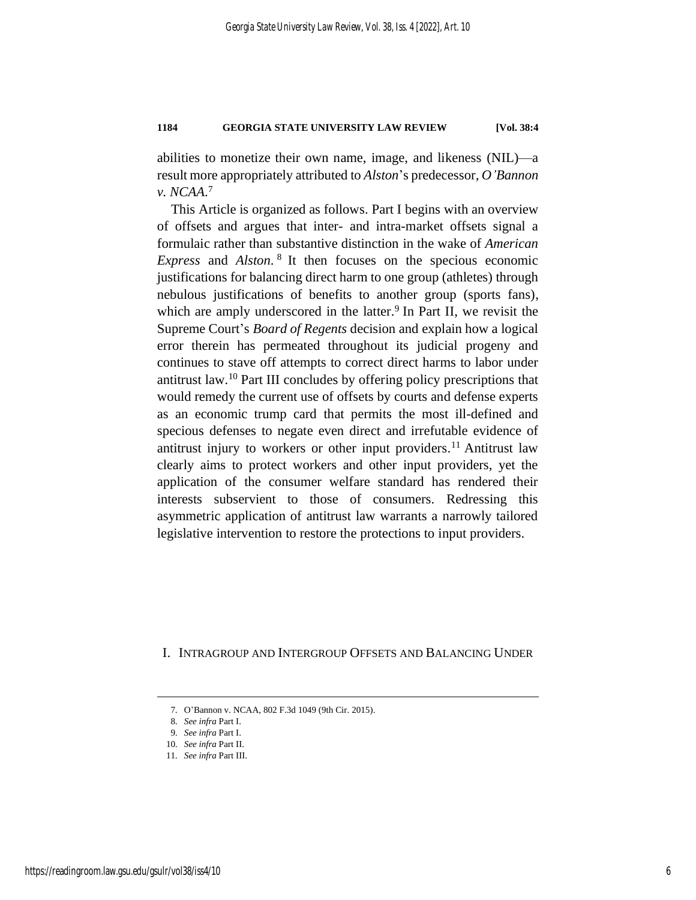abilities to monetize their own name, image, and likeness (NIL)—a result more appropriately attributed to *Alston*'s predecessor, *O'Bannon v. NCAA*.[7]

This Article is organized as follows. Part I begins with an overview of offsets and argues that inter- and intra-market offsets signal a formulaic rather than substantive distinction in the wake of *American Express* and *Alston*.[8] It then focuses on the specious economic justifications for balancing direct harm to one group (athletes) through nebulous justifications of benefits to another group (sports fans), which are amply underscored in the latter.[9] In Part II, we revisit the Supreme Court's *Board of Regents* decision and explain how a logical error therein has permeated throughout its judicial progeny and continues to stave off attempts to correct direct harms to labor under antitrust law.[10] Part III concludes by offering policy prescriptions that would remedy the current use of offsets by courts and defense experts as an economic trump card that permits the most ill-defined and specious defenses to negate even direct and irrefutable evidence of antitrust injury to workers or other input providers.[11] Antitrust law clearly aims to protect workers and other input providers, yet the application of the consumer welfare standard has rendered their interests subservient to those of consumers. Redressing this asymmetric application of antitrust law warrants a narrowly tailored legislative intervention to restore the protections to input providers.

## I. Intragroup and Intergroup Offsets and Balancing Under

7. O'Bannon v. NCAA, 802 F.3d 1049 (9th Cir. 2015).

8. *See infra* Part I.

9. *See infra* Part I.

10. *See infra* Part II.

11. *See infra* Part III.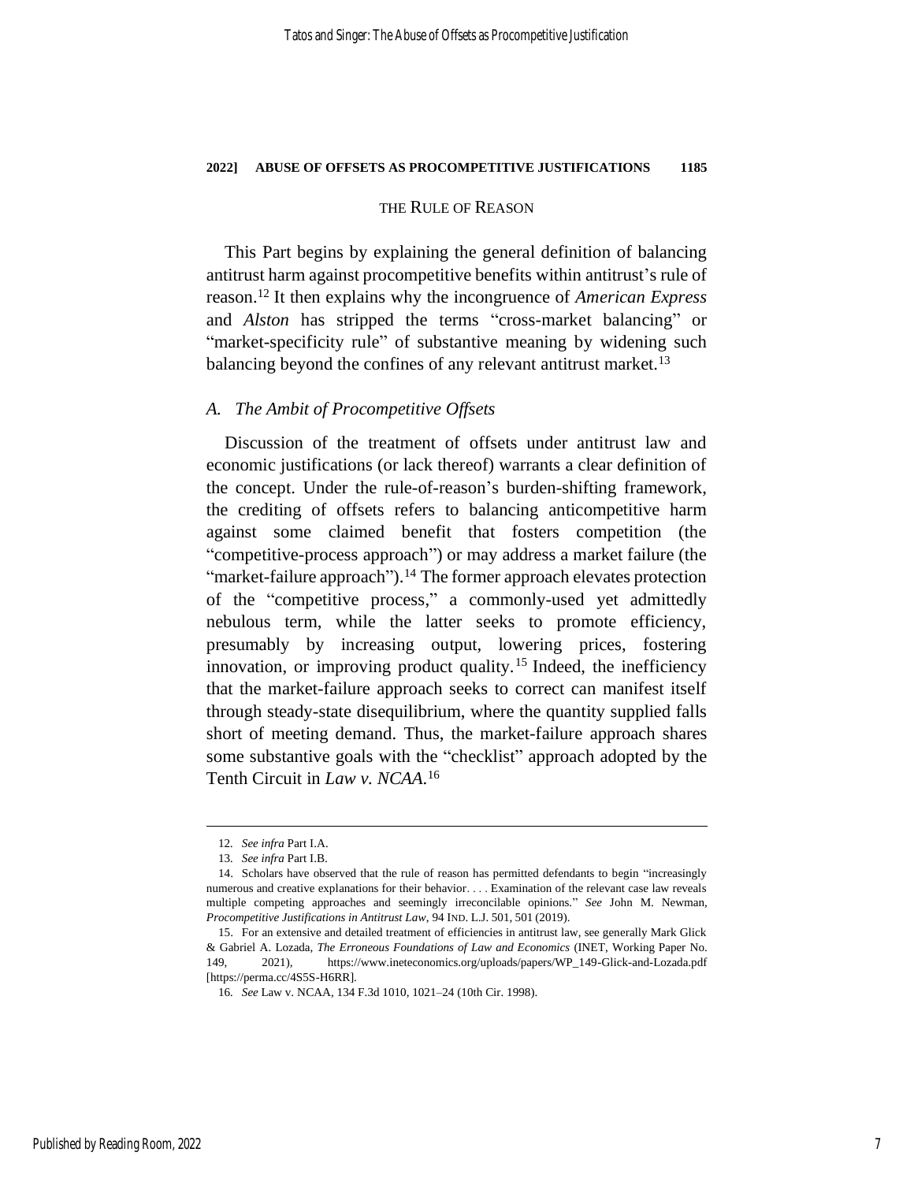## THE RULE OF REASON

This Part begins by explaining the general definition of balancing antitrust harm against procompetitive benefits within antitrust's rule of reason.[12] It then explains why the incongruence of *American Express* and *Alston* has stripped the terms "cross-market balancing" or "market-specificity rule" of substantive meaning by widening such balancing beyond the confines of any relevant antitrust market.[13]

### *A. The Ambit of Procompetitive Offsets*

Discussion of the treatment of offsets under antitrust law and economic justifications (or lack thereof) warrants a clear definition of the concept. Under the rule-of-reason's burden-shifting framework, the crediting of offsets refers to balancing anticompetitive harm against some claimed benefit that fosters competition (the "competitive-process approach") or may address a market failure (the "market-failure approach").[14] The former approach elevates protection of the "competitive process," a commonly-used yet admittedly nebulous term, while the latter seeks to promote efficiency, presumably by increasing output, lowering prices, fostering innovation, or improving product quality.[15] Indeed, the inefficiency that the market-failure approach seeks to correct can manifest itself through steady-state disequilibrium, where the quantity supplied falls short of meeting demand. Thus, the market-failure approach shares some substantive goals with the "checklist" approach adopted by the Tenth Circuit in *Law v. NCAA*.[16]

---

12. *See infra* Part I.A.

13. *See infra* Part I.B.

14. Scholars have observed that the rule of reason has permitted defendants to begin "increasingly numerous and creative explanations for their behavior. . . . Examination of the relevant case law reveals multiple competing approaches and seemingly irreconcilable opinions." *See* John M. Newman, *Procompetitive Justifications in Antitrust Law*, 94 IND. L.J. 501, 501 (2019).

15. For an extensive and detailed treatment of efficiencies in antitrust law, see generally Mark Glick & Gabriel A. Lozada, *The Erroneous Foundations of Law and Economics* (INET, Working Paper No. 149, 2021), https://www.ineteconomics.org/uploads/papers/WP_149-Glick-and-Lozada.pdf [https://perma.cc/4S5S-H6RR].

16. *See* Law v. NCAA, 134 F.3d 1010, 1021–24 (10th Cir. 1998).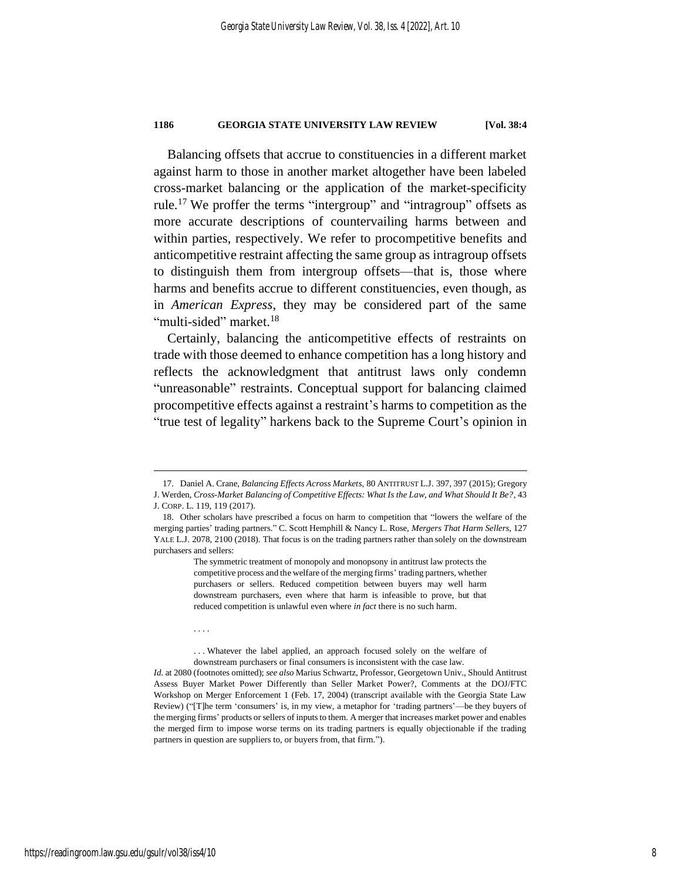Balancing offsets that accrue to constituencies in a different market against harm to those in another market altogether have been labeled cross-market balancing or the application of the market-specificity rule.[17] We proffer the terms "intergroup" and "intragroup" offsets as more accurate descriptions of countervailing harms between and within parties, respectively. We refer to procompetitive benefits and anticompetitive restraint affecting the same group as intragroup offsets to distinguish them from intergroup offsets—that is, those where harms and benefits accrue to different constituencies, even though, as in *American Express*, they may be considered part of the same "multi-sided" market.[18]

Certainly, balancing the anticompetitive effects of restraints on trade with those deemed to enhance competition has a long history and reflects the acknowledgment that antitrust laws only condemn "unreasonable" restraints. Conceptual support for balancing claimed procompetitive effects against a restraint's harms to competition as the "true test of legality" harkens back to the Supreme Court's opinion in

---

17. Daniel A. Crane, *Balancing Effects Across Markets*, 80 ANTITRUST L.J. 397, 397 (2015); Gregory J. Werden, *Cross-Market Balancing of Competitive Effects: What Is the Law, and What Should It Be?*, 43 J. CORP. L. 119, 119 (2017).

18. Other scholars have prescribed a focus on harm to competition that "lowers the welfare of the merging parties' trading partners." C. Scott Hemphill & Nancy L. Rose, *Mergers That Harm Sellers*, 127 YALE L.J. 2078, 2100 (2018). That focus is on the trading partners rather than solely on the downstream purchasers and sellers:

> The symmetric treatment of monopoly and monopsony in antitrust law protects the competitive process and the welfare of the merging firms' trading partners, whether purchasers or sellers. Reduced competition between buyers may well harm downstream purchasers, even where that harm is infeasible to prove, but that reduced competition is unlawful even where *in fact* there is no such harm.
>
> . . . .
>
> . . . Whatever the label applied, an approach focused solely on the welfare of downstream purchasers or final consumers is inconsistent with the case law.

*Id.* at 2080 (footnotes omitted); *see also* Marius Schwartz, Professor, Georgetown Univ., Should Antitrust Assess Buyer Market Power Differently than Seller Market Power?, Comments at the DOJ/FTC Workshop on Merger Enforcement 1 (Feb. 17, 2004) (transcript available with the Georgia State Law Review) ("[T]he term 'consumers' is, in my view, a metaphor for 'trading partners'—be they buyers of the merging firms' products or sellers of inputs to them. A merger that increases market power and enables the merged firm to impose worse terms on its trading partners is equally objectionable if the trading partners in question are suppliers to, or buyers from, that firm.").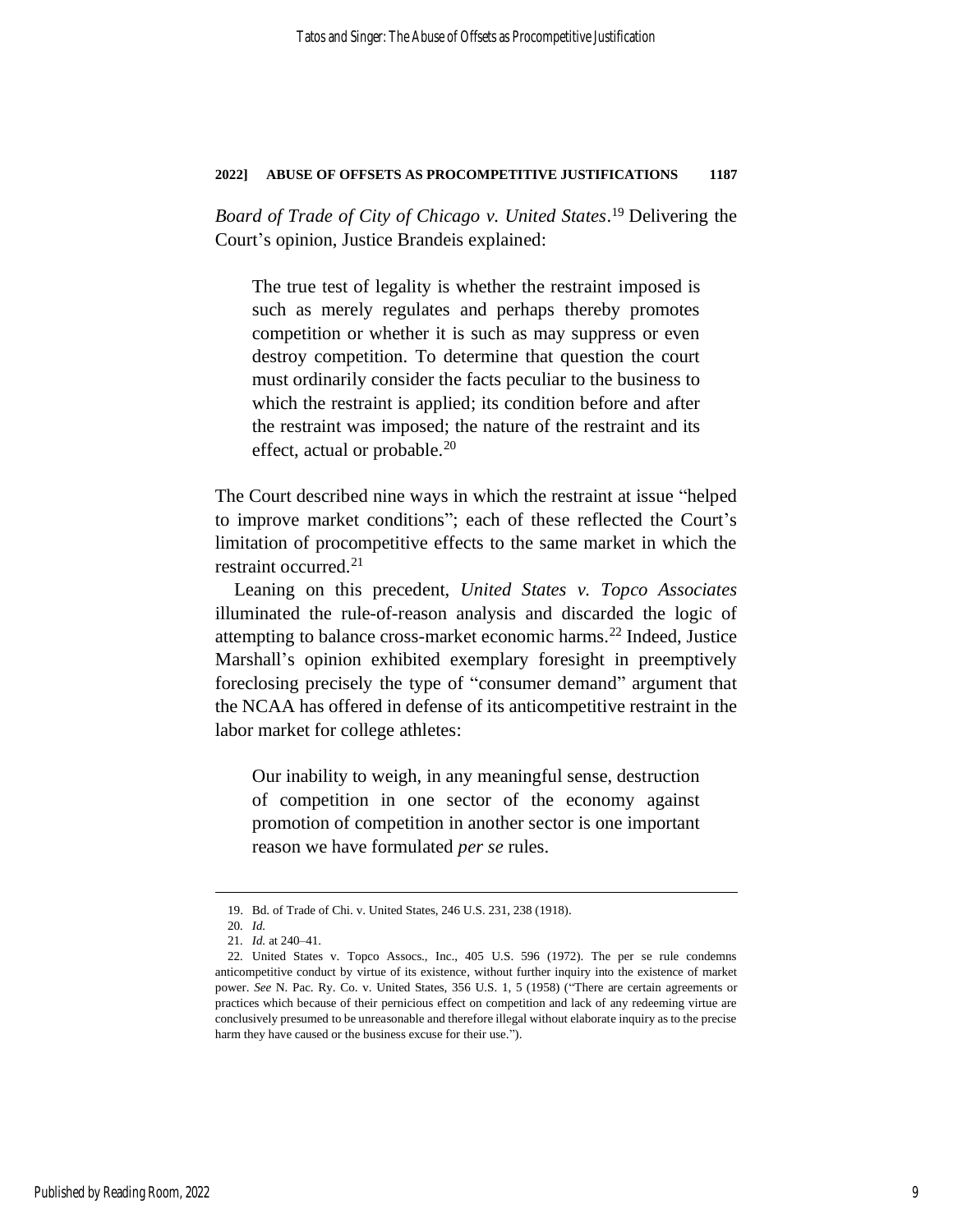*Board of Trade of City of Chicago v. United States*.[19] Delivering the Court's opinion, Justice Brandeis explained:

> The true test of legality is whether the restraint imposed is such as merely regulates and perhaps thereby promotes competition or whether it is such as may suppress or even destroy competition. To determine that question the court must ordinarily consider the facts peculiar to the business to which the restraint is applied; its condition before and after the restraint was imposed; the nature of the restraint and its effect, actual or probable.[20]

The Court described nine ways in which the restraint at issue "helped to improve market conditions"; each of these reflected the Court's limitation of procompetitive effects to the same market in which the restraint occurred.[21]

Leaning on this precedent, *United States v. Topco Associates* illuminated the rule-of-reason analysis and discarded the logic of attempting to balance cross-market economic harms.[22] Indeed, Justice Marshall's opinion exhibited exemplary foresight in preemptively foreclosing precisely the type of "consumer demand" argument that the NCAA has offered in defense of its anticompetitive restraint in the labor market for college athletes:

> Our inability to weigh, in any meaningful sense, destruction of competition in one sector of the economy against promotion of competition in another sector is one important reason we have formulated *per se* rules.

---

19. Bd. of Trade of Chi. v. United States, 246 U.S. 231, 238 (1918).

20. *Id.*

21. *Id.* at 240–41.

22. United States v. Topco Assocs., Inc., 405 U.S. 596 (1972). The per se rule condemns anticompetitive conduct by virtue of its existence, without further inquiry into the existence of market power. *See* N. Pac. Ry. Co. v. United States, 356 U.S. 1, 5 (1958) ("There are certain agreements or practices which because of their pernicious effect on competition and lack of any redeeming virtue are conclusively presumed to be unreasonable and therefore illegal without elaborate inquiry as to the precise harm they have caused or the business excuse for their use.").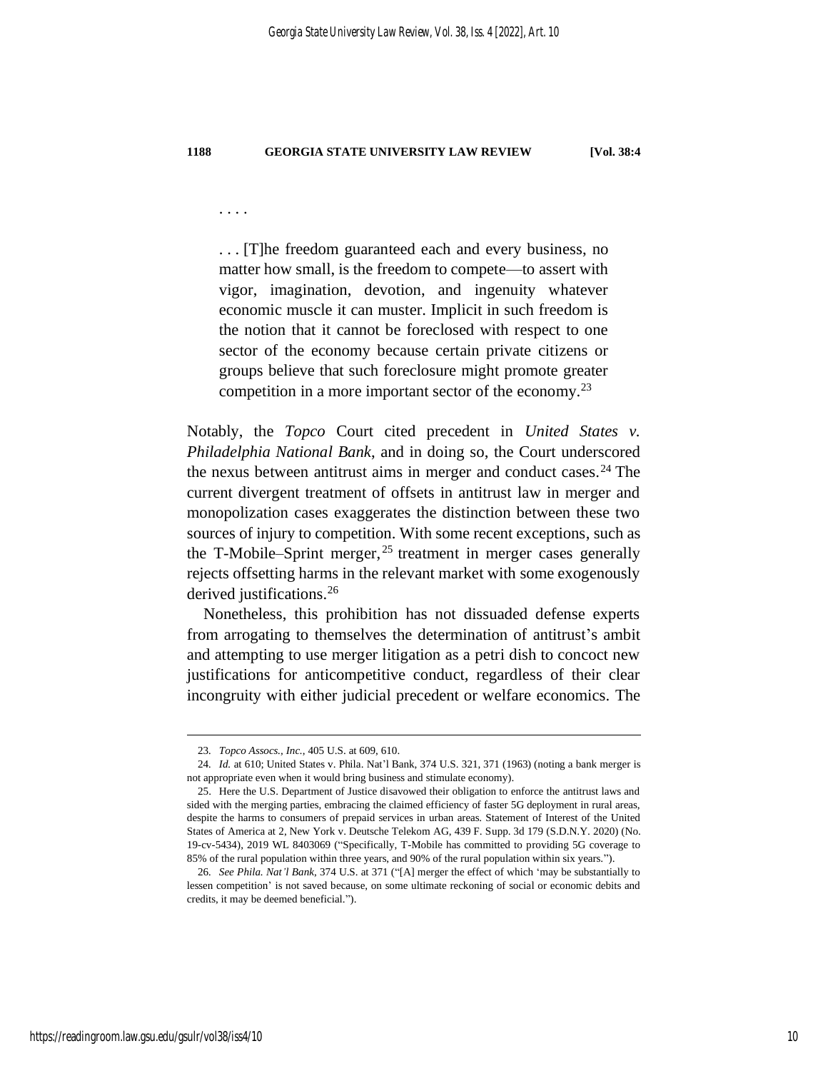. . . .

> . . . [T]he freedom guaranteed each and every business, no matter how small, is the freedom to compete—to assert with vigor, imagination, devotion, and ingenuity whatever economic muscle it can muster. Implicit in such freedom is the notion that it cannot be foreclosed with respect to one sector of the economy because certain private citizens or groups believe that such foreclosure might promote greater competition in a more important sector of the economy.[23]

Notably, the *Topco* Court cited precedent in *United States v. Philadelphia National Bank*, and in doing so, the Court underscored the nexus between antitrust aims in merger and conduct cases.[24] The current divergent treatment of offsets in antitrust law in merger and monopolization cases exaggerates the distinction between these two sources of injury to competition. With some recent exceptions, such as the T-Mobile–Sprint merger,[25] treatment in merger cases generally rejects offsetting harms in the relevant market with some exogenously derived justifications.[26]

Nonetheless, this prohibition has not dissuaded defense experts from arrogating to themselves the determination of antitrust's ambit and attempting to use merger litigation as a petri dish to concoct new justifications for anticompetitive conduct, regardless of their clear incongruity with either judicial precedent or welfare economics. The

---

23. *Topco Assocs., Inc.*, 405 U.S. at 609, 610.

24. *Id.* at 610; United States v. Phila. Nat'l Bank, 374 U.S. 321, 371 (1963) (noting a bank merger is not appropriate even when it would bring business and stimulate economy).

25. Here the U.S. Department of Justice disavowed their obligation to enforce the antitrust laws and sided with the merging parties, embracing the claimed efficiency of faster 5G deployment in rural areas, despite the harms to consumers of prepaid services in urban areas. Statement of Interest of the United States of America at 2, New York v. Deutsche Telekom AG, 439 F. Supp. 3d 179 (S.D.N.Y. 2020) (No. 19-cv-5434), 2019 WL 8403069 ("Specifically, T-Mobile has committed to providing 5G coverage to 85% of the rural population within three years, and 90% of the rural population within six years.").

26. *See Phila. Nat'l Bank*, 374 U.S. at 371 ("[A] merger the effect of which 'may be substantially to lessen competition' is not saved because, on some ultimate reckoning of social or economic debits and credits, it may be deemed beneficial.").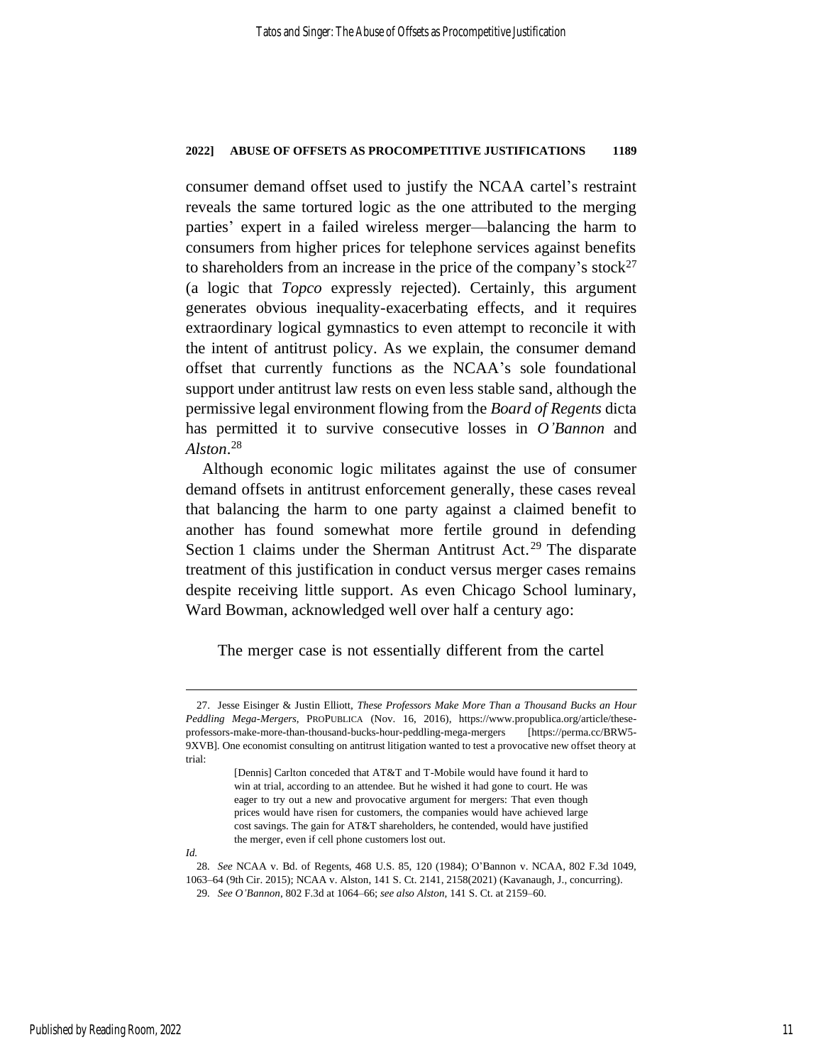consumer demand offset used to justify the NCAA cartel's restraint reveals the same tortured logic as the one attributed to the merging parties' expert in a failed wireless merger—balancing the harm to consumers from higher prices for telephone services against benefits to shareholders from an increase in the price of the company's stock[27] (a logic that *Topco* expressly rejected). Certainly, this argument generates obvious inequality-exacerbating effects, and it requires extraordinary logical gymnastics to even attempt to reconcile it with the intent of antitrust policy. As we explain, the consumer demand offset that currently functions as the NCAA's sole foundational support under antitrust law rests on even less stable sand, although the permissive legal environment flowing from the *Board of Regents* dicta has permitted it to survive consecutive losses in *O'Bannon* and *Alston*.[28]

Although economic logic militates against the use of consumer demand offsets in antitrust enforcement generally, these cases reveal that balancing the harm to one party against a claimed benefit to another has found somewhat more fertile ground in defending Section 1 claims under the Sherman Antitrust Act.[29] The disparate treatment of this justification in conduct versus merger cases remains despite receiving little support. As even Chicago School luminary, Ward Bowman, acknowledged well over half a century ago:

> The merger case is not essentially different from the cartel

---

27. Jesse Eisinger & Justin Elliott, *These Professors Make More Than a Thousand Bucks an Hour Peddling Mega-Mergers*, PROPUBLICA (Nov. 16, 2016), https://www.propublica.org/article/these-professors-make-more-than-thousand-bucks-hour-peddling-mega-mergers [https://perma.cc/BRW5-9XVB]. One economist consulting on antitrust litigation wanted to test a provocative new offset theory at trial:

> [Dennis] Carlton conceded that AT&T and T-Mobile would have found it hard to win at trial, according to an attendee. But he wished it had gone to court. He was eager to try out a new and provocative argument for mergers: That even though prices would have risen for customers, the companies would have achieved large cost savings. The gain for AT&T shareholders, he contended, would have justified the merger, even if cell phone customers lost out.

*Id.*

28. *See* NCAA v. Bd. of Regents, 468 U.S. 85, 120 (1984); O'Bannon v. NCAA, 802 F.3d 1049, 1063–64 (9th Cir. 2015); NCAA v. Alston, 141 S. Ct. 2141, 2158(2021) (Kavanaugh, J., concurring).

29. *See O'Bannon*, 802 F.3d at 1064–66; *see also Alston*, 141 S. Ct. at 2159–60.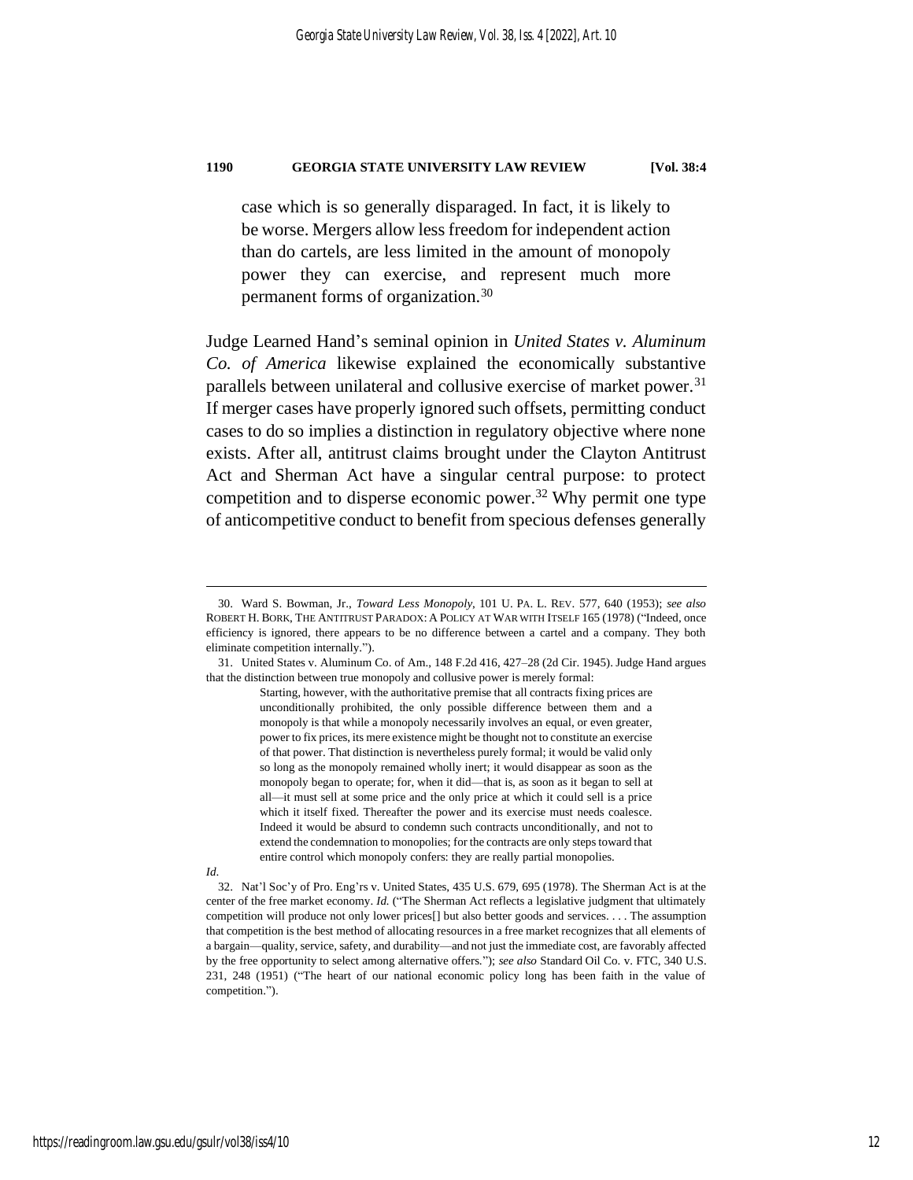> case which is so generally disparaged. In fact, it is likely to be worse. Mergers allow less freedom for independent action than do cartels, are less limited in the amount of monopoly power they can exercise, and represent much more permanent forms of organization.[30]

Judge Learned Hand's seminal opinion in *United States v. Aluminum Co. of America* likewise explained the economically substantive parallels between unilateral and collusive exercise of market power.[31] If merger cases have properly ignored such offsets, permitting conduct cases to do so implies a distinction in regulatory objective where none exists. After all, antitrust claims brought under the Clayton Antitrust Act and Sherman Act have a singular central purpose: to protect competition and to disperse economic power.[32] Why permit one type of anticompetitive conduct to benefit from specious defenses generally

---

30. Ward S. Bowman, Jr., *Toward Less Monopoly*, 101 U. PA. L. REV. 577, 640 (1953); *see also* ROBERT H. BORK, THE ANTITRUST PARADOX: A POLICY AT WAR WITH ITSELF 165 (1978) ("Indeed, once efficiency is ignored, there appears to be no difference between a cartel and a company. They both eliminate competition internally.").

31. United States v. Aluminum Co. of Am., 148 F.2d 416, 427–28 (2d Cir. 1945). Judge Hand argues that the distinction between true monopoly and collusive power is merely formal:

> Starting, however, with the authoritative premise that all contracts fixing prices are unconditionally prohibited, the only possible difference between them and a monopoly is that while a monopoly necessarily involves an equal, or even greater, power to fix prices, its mere existence might be thought not to constitute an exercise of that power. That distinction is nevertheless purely formal; it would be valid only so long as the monopoly remained wholly inert; it would disappear as soon as the monopoly began to operate; for, when it did—that is, as soon as it began to sell at all—it must sell at some price and the only price at which it could sell is a price which it itself fixed. Thereafter the power and its exercise must needs coalesce. Indeed it would be absurd to condemn such contracts unconditionally, and not to extend the condemnation to monopolies; for the contracts are only steps toward that entire control which monopoly confers: they are really partial monopolies.

*Id.*

32. Nat'l Soc'y of Pro. Eng'rs v. United States, 435 U.S. 679, 695 (1978). The Sherman Act is at the center of the free market economy. *Id.* ("The Sherman Act reflects a legislative judgment that ultimately competition will produce not only lower prices[] but also better goods and services. . . . The assumption that competition is the best method of allocating resources in a free market recognizes that all elements of a bargain—quality, service, safety, and durability—and not just the immediate cost, are favorably affected by the free opportunity to select among alternative offers."); *see also* Standard Oil Co. v. FTC, 340 U.S. 231, 248 (1951) ("The heart of our national economic policy long has been faith in the value of competition.").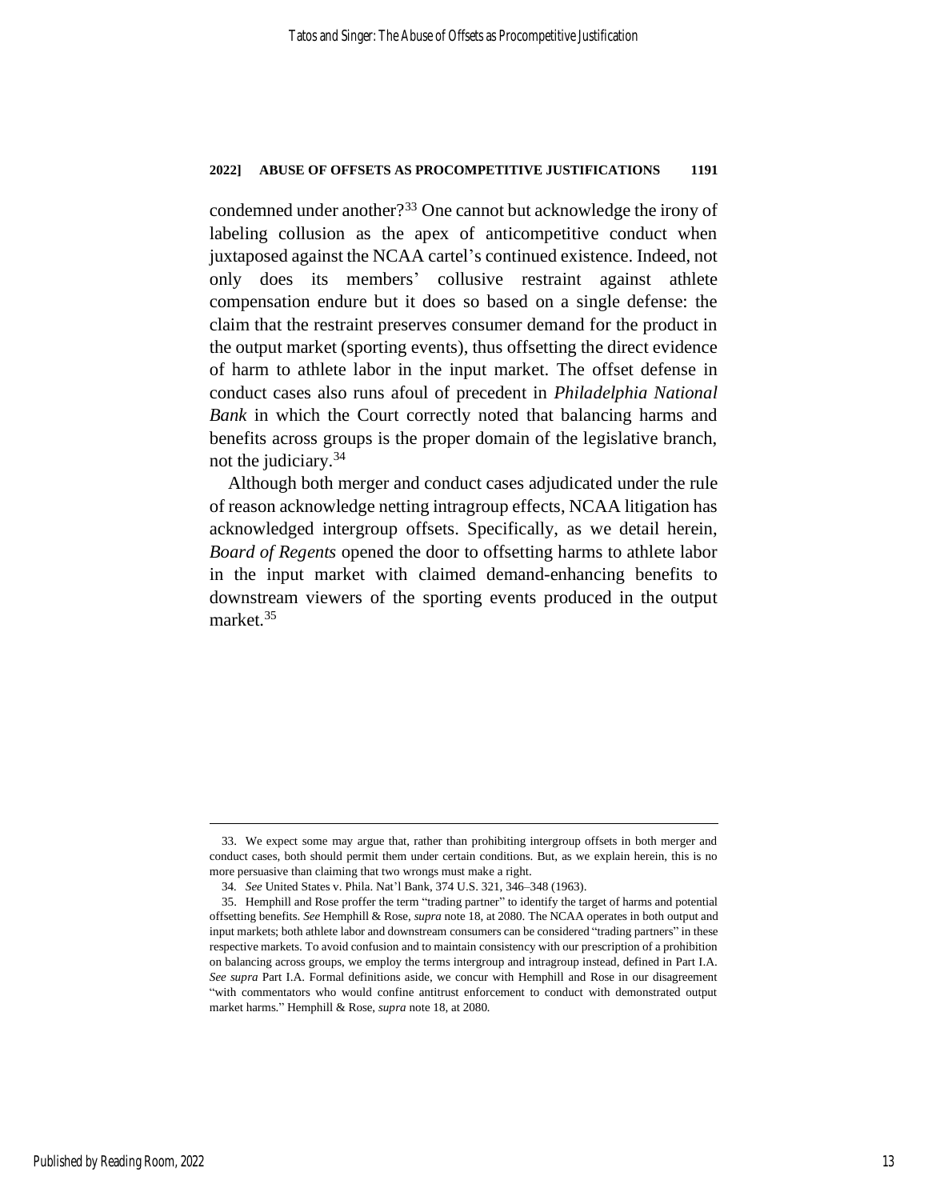condemned under another?[33] One cannot but acknowledge the irony of labeling collusion as the apex of anticompetitive conduct when juxtaposed against the NCAA cartel's continued existence. Indeed, not only does its members' collusive restraint against athlete compensation endure but it does so based on a single defense: the claim that the restraint preserves consumer demand for the product in the output market (sporting events), thus offsetting the direct evidence of harm to athlete labor in the input market. The offset defense in conduct cases also runs afoul of precedent in *Philadelphia National Bank* in which the Court correctly noted that balancing harms and benefits across groups is the proper domain of the legislative branch, not the judiciary.[34]

Although both merger and conduct cases adjudicated under the rule of reason acknowledge netting intragroup effects, NCAA litigation has acknowledged intergroup offsets. Specifically, as we detail herein, *Board of Regents* opened the door to offsetting harms to athlete labor in the input market with claimed demand-enhancing benefits to downstream viewers of the sporting events produced in the output market.[35]

---

33. We expect some may argue that, rather than prohibiting intergroup offsets in both merger and conduct cases, both should permit them under certain conditions. But, as we explain herein, this is no more persuasive than claiming that two wrongs must make a right.

34. *See* United States v. Phila. Nat'l Bank, 374 U.S. 321, 346–348 (1963).

35. Hemphill and Rose proffer the term "trading partner" to identify the target of harms and potential offsetting benefits. *See* Hemphill & Rose, *supra* note 18, at 2080. The NCAA operates in both output and input markets; both athlete labor and downstream consumers can be considered "trading partners" in these respective markets. To avoid confusion and to maintain consistency with our prescription of a prohibition on balancing across groups, we employ the terms intergroup and intragroup instead, defined in Part I.A. *See supra* Part I.A. Formal definitions aside, we concur with Hemphill and Rose in our disagreement "with commentators who would confine antitrust enforcement to conduct with demonstrated output market harms." Hemphill & Rose, *supra* note 18, at 2080.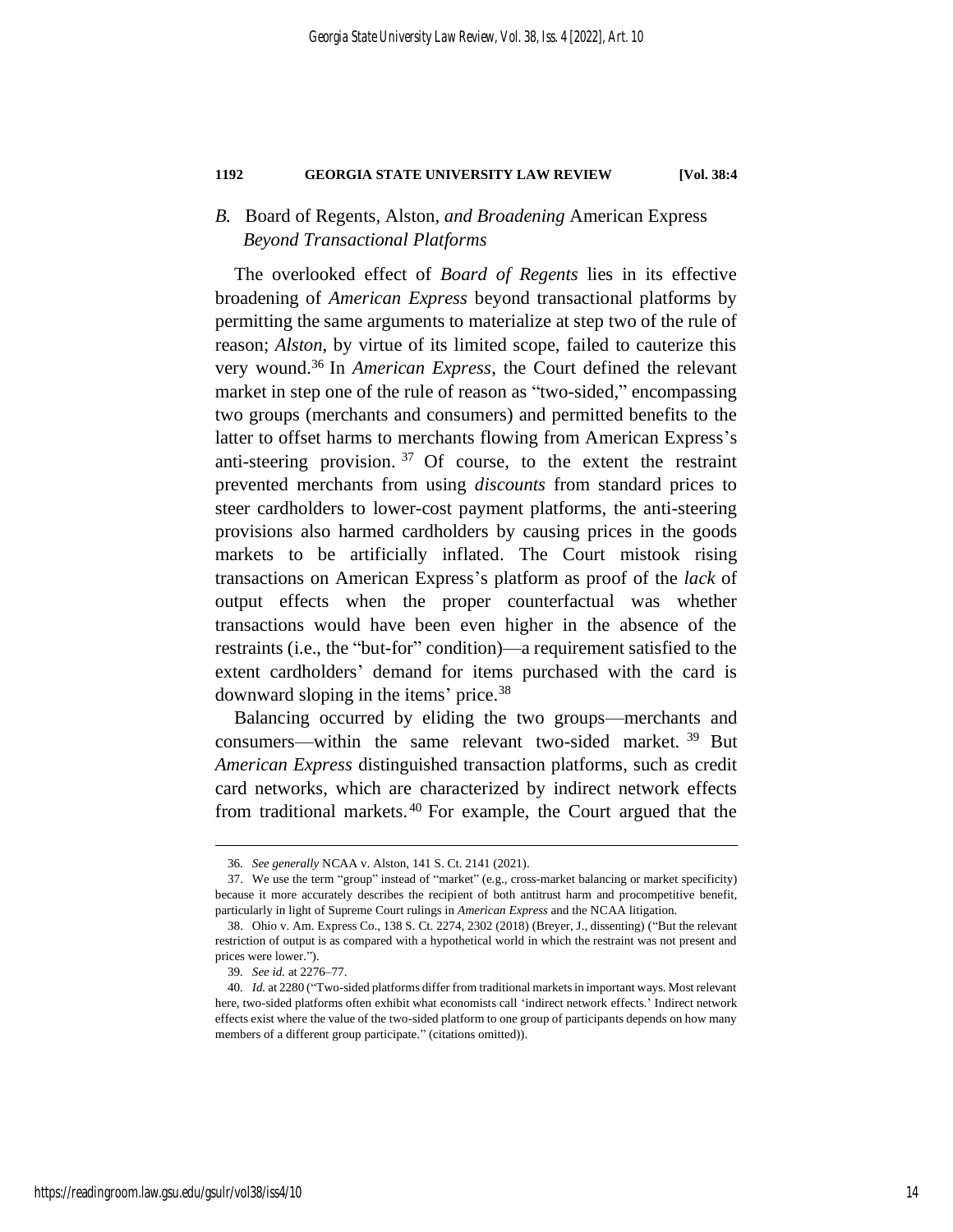### *B.* Board of Regents, Alston, *and Broadening* American Express *Beyond Transactional Platforms*

The overlooked effect of *Board of Regents* lies in its effective broadening of *American Express* beyond transactional platforms by permitting the same arguments to materialize at step two of the rule of reason; *Alston*, by virtue of its limited scope, failed to cauterize this very wound.[36] In *American Express*, the Court defined the relevant market in step one of the rule of reason as "two-sided," encompassing two groups (merchants and consumers) and permitted benefits to the latter to offset harms to merchants flowing from American Express's anti-steering provision.[37] Of course, to the extent the restraint prevented merchants from using *discounts* from standard prices to steer cardholders to lower-cost payment platforms, the anti-steering provisions also harmed cardholders by causing prices in the goods markets to be artificially inflated. The Court mistook rising transactions on American Express's platform as proof of the *lack* of output effects when the proper counterfactual was whether transactions would have been even higher in the absence of the restraints (i.e., the "but-for" condition)—a requirement satisfied to the extent cardholders' demand for items purchased with the card is downward sloping in the items' price.[38]

Balancing occurred by eliding the two groups—merchants and consumers—within the same relevant two-sided market.[39] But *American Express* distinguished transaction platforms, such as credit card networks, which are characterized by indirect network effects from traditional markets.[40] For example, the Court argued that the

---

36. *See generally* NCAA v. Alston, 141 S. Ct. 2141 (2021).

37. We use the term "group" instead of "market" (e.g., cross-market balancing or market specificity) because it more accurately describes the recipient of both antitrust harm and procompetitive benefit, particularly in light of Supreme Court rulings in *American Express* and the NCAA litigation.

38. Ohio v. Am. Express Co., 138 S. Ct. 2274, 2302 (2018) (Breyer, J., dissenting) ("But the relevant restriction of output is as compared with a hypothetical world in which the restraint was not present and prices were lower.").

39. *See id.* at 2276–77.

40. *Id.* at 2280 ("Two-sided platforms differ from traditional markets in important ways. Most relevant here, two-sided platforms often exhibit what economists call 'indirect network effects.' Indirect network effects exist where the value of the two-sided platform to one group of participants depends on how many members of a different group participate." (citations omitted)).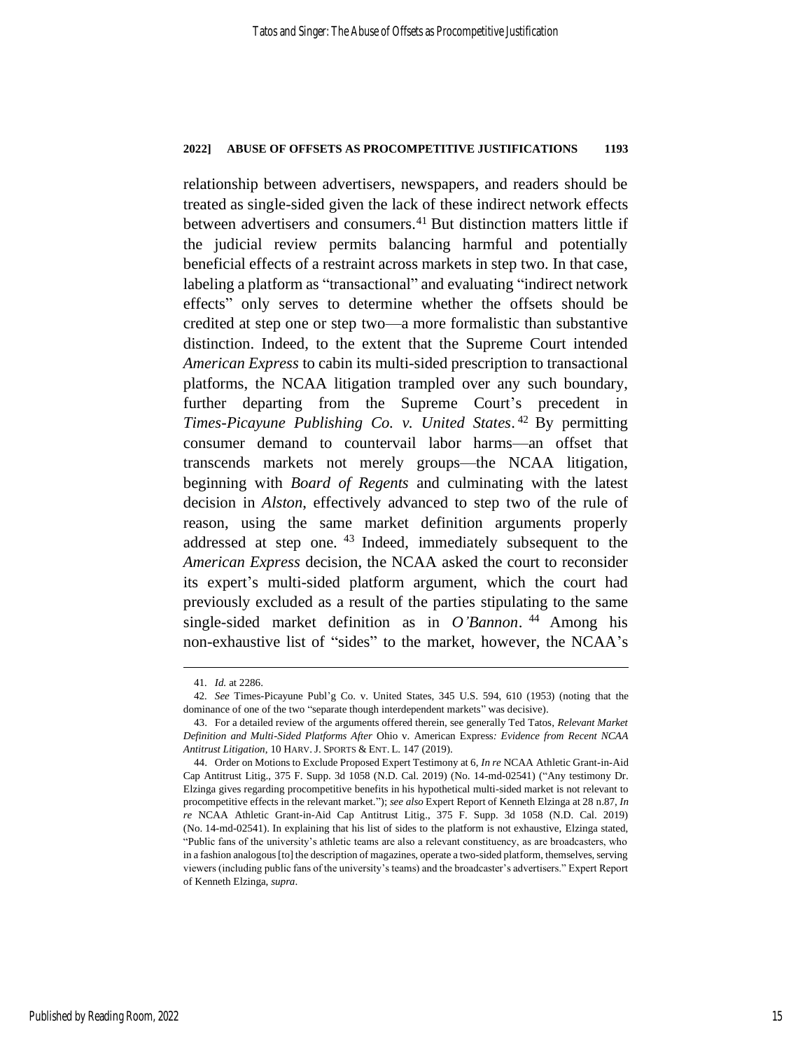relationship between advertisers, newspapers, and readers should be treated as single-sided given the lack of these indirect network effects between advertisers and consumers.[41] But distinction matters little if the judicial review permits balancing harmful and potentially beneficial effects of a restraint across markets in step two. In that case, labeling a platform as "transactional" and evaluating "indirect network effects" only serves to determine whether the offsets should be credited at step one or step two—a more formalistic than substantive distinction. Indeed, to the extent that the Supreme Court intended *American Express* to cabin its multi-sided prescription to transactional platforms, the NCAA litigation trampled over any such boundary, further departing from the Supreme Court's precedent in *Times-Picayune Publishing Co. v. United States*.[42] By permitting consumer demand to countervail labor harms—an offset that transcends markets not merely groups—the NCAA litigation, beginning with *Board of Regents* and culminating with the latest decision in *Alston*, effectively advanced to step two of the rule of reason, using the same market definition arguments properly addressed at step one.[43] Indeed, immediately subsequent to the *American Express* decision, the NCAA asked the court to reconsider its expert's multi-sided platform argument, which the court had previously excluded as a result of the parties stipulating to the same single-sided market definition as in *O'Bannon*.[44] Among his non-exhaustive list of "sides" to the market, however, the NCAA's

---

41. *Id.* at 2286.

42. *See* Times-Picayune Publ'g Co. v. United States, 345 U.S. 594, 610 (1953) (noting that the dominance of one of the two "separate though interdependent markets" was decisive).

43. For a detailed review of the arguments offered therein, see generally Ted Tatos, *Relevant Market Definition and Multi-Sided Platforms After* Ohio v. American Express*: Evidence from Recent NCAA Antitrust Litigation*, 10 HARV. J. SPORTS & ENT. L. 147 (2019).

44. Order on Motions to Exclude Proposed Expert Testimony at 6, *In re* NCAA Athletic Grant-in-Aid Cap Antitrust Litig., 375 F. Supp. 3d 1058 (N.D. Cal. 2019) (No. 14-md-02541) ("Any testimony Dr. Elzinga gives regarding procompetitive benefits in his hypothetical multi-sided market is not relevant to procompetitive effects in the relevant market."); *see also* Expert Report of Kenneth Elzinga at 28 n.87, *In re* NCAA Athletic Grant-in-Aid Cap Antitrust Litig., 375 F. Supp. 3d 1058 (N.D. Cal. 2019) (No. 14-md-02541). In explaining that his list of sides to the platform is not exhaustive, Elzinga stated, "Public fans of the university's athletic teams are also a relevant constituency, as are broadcasters, who in a fashion analogous [to] the description of magazines, operate a two-sided platform, themselves, serving viewers (including public fans of the university's teams) and the broadcaster's advertisers." Expert Report of Kenneth Elzinga, *supra*.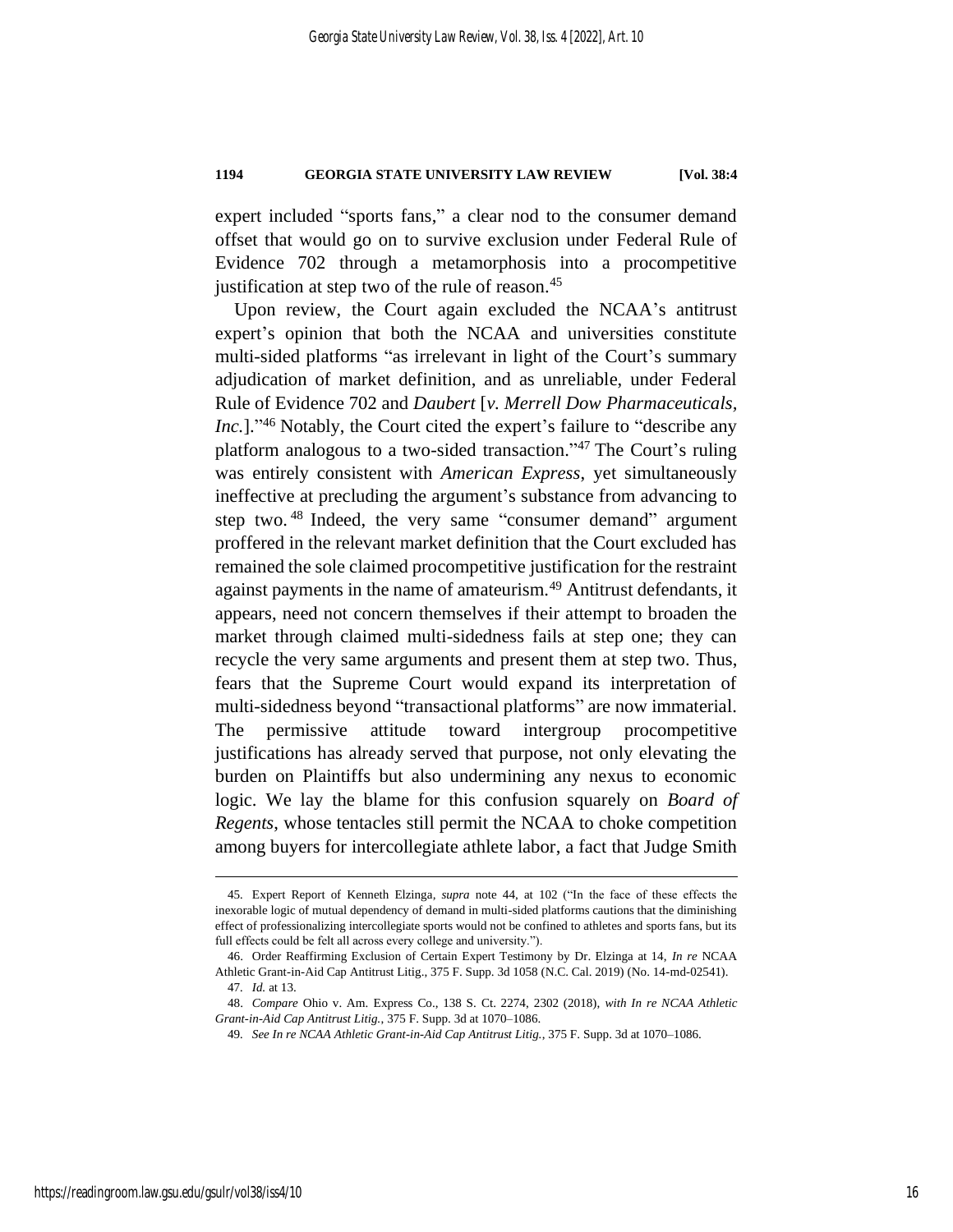expert included "sports fans," a clear nod to the consumer demand offset that would go on to survive exclusion under Federal Rule of Evidence 702 through a metamorphosis into a procompetitive justification at step two of the rule of reason.[45]

Upon review, the Court again excluded the NCAA's antitrust expert's opinion that both the NCAA and universities constitute multi-sided platforms "as irrelevant in light of the Court's summary adjudication of market definition, and as unreliable, under Federal Rule of Evidence 702 and *Daubert* [*v. Merrell Dow Pharmaceuticals, Inc.*]."[46] Notably, the Court cited the expert's failure to "describe any platform analogous to a two-sided transaction."[47] The Court's ruling was entirely consistent with *American Express*, yet simultaneously ineffective at precluding the argument's substance from advancing to step two.[48] Indeed, the very same "consumer demand" argument proffered in the relevant market definition that the Court excluded has remained the sole claimed procompetitive justification for the restraint against payments in the name of amateurism.[49] Antitrust defendants, it appears, need not concern themselves if their attempt to broaden the market through claimed multi-sidedness fails at step one; they can recycle the very same arguments and present them at step two. Thus, fears that the Supreme Court would expand its interpretation of multi-sidedness beyond "transactional platforms" are now immaterial. The permissive attitude toward intergroup procompetitive justifications has already served that purpose, not only elevating the burden on Plaintiffs but also undermining any nexus to economic logic. We lay the blame for this confusion squarely on *Board of Regents*, whose tentacles still permit the NCAA to choke competition among buyers for intercollegiate athlete labor, a fact that Judge Smith

---

45. Expert Report of Kenneth Elzinga, *supra* note 44, at 102 ("In the face of these effects the inexorable logic of mutual dependency of demand in multi-sided platforms cautions that the diminishing effect of professionalizing intercollegiate sports would not be confined to athletes and sports fans, but its full effects could be felt all across every college and university.").

46. Order Reaffirming Exclusion of Certain Expert Testimony by Dr. Elzinga at 14, *In re* NCAA Athletic Grant-in-Aid Cap Antitrust Litig., 375 F. Supp. 3d 1058 (N.C. Cal. 2019) (No. 14-md-02541).

47. *Id.* at 13.

48. *Compare* Ohio v. Am. Express Co., 138 S. Ct. 2274, 2302 (2018), *with In re NCAA Athletic Grant-in-Aid Cap Antitrust Litig.*, 375 F. Supp. 3d at 1070–1086.

49. *See In re NCAA Athletic Grant-in-Aid Cap Antitrust Litig.*, 375 F. Supp. 3d at 1070–1086.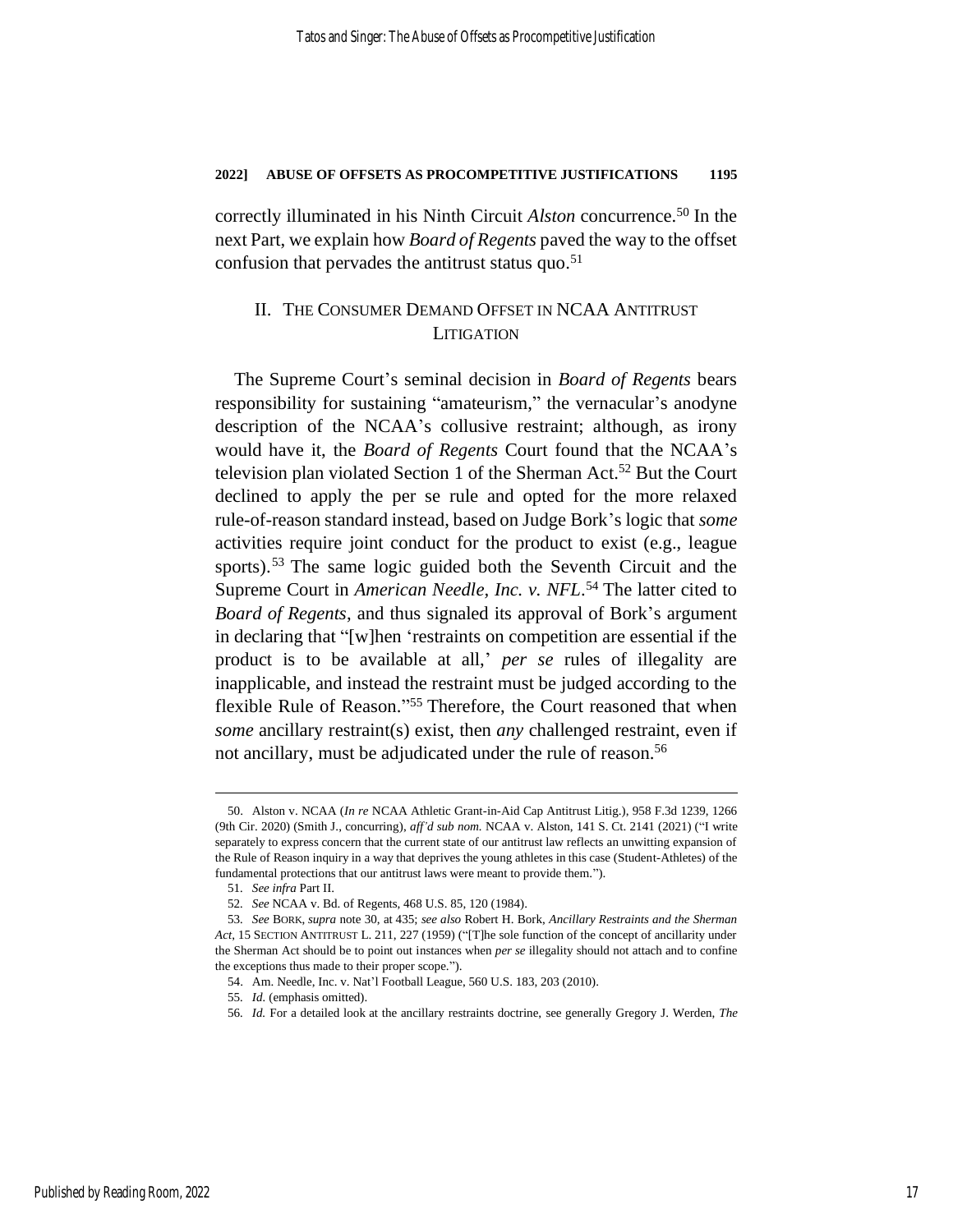correctly illuminated in his Ninth Circuit *Alston* concurrence.[50] In the next Part, we explain how *Board of Regents* paved the way to the offset confusion that pervades the antitrust status quo.[51]

## II. THE CONSUMER DEMAND OFFSET IN NCAA ANTITRUST LITIGATION

The Supreme Court's seminal decision in *Board of Regents* bears responsibility for sustaining "amateurism," the vernacular's anodyne description of the NCAA's collusive restraint; although, as irony would have it, the *Board of Regents* Court found that the NCAA's television plan violated Section 1 of the Sherman Act.[52] But the Court declined to apply the per se rule and opted for the more relaxed rule-of-reason standard instead, based on Judge Bork's logic that *some* activities require joint conduct for the product to exist (e.g., league sports).[53] The same logic guided both the Seventh Circuit and the Supreme Court in *American Needle, Inc. v. NFL*.[54] The latter cited to *Board of Regents*, and thus signaled its approval of Bork's argument in declaring that "[w]hen 'restraints on competition are essential if the product is to be available at all,' *per se* rules of illegality are inapplicable, and instead the restraint must be judged according to the flexible Rule of Reason."[55] Therefore, the Court reasoned that when *some* ancillary restraint(s) exist, then *any* challenged restraint, even if not ancillary, must be adjudicated under the rule of reason.[56]

---

50. Alston v. NCAA (*In re* NCAA Athletic Grant-in-Aid Cap Antitrust Litig.), 958 F.3d 1239, 1266 (9th Cir. 2020) (Smith J., concurring), *aff'd sub nom.* NCAA v. Alston, 141 S. Ct. 2141 (2021) ("I write separately to express concern that the current state of our antitrust law reflects an unwitting expansion of the Rule of Reason inquiry in a way that deprives the young athletes in this case (Student-Athletes) of the fundamental protections that our antitrust laws were meant to provide them.").

51. *See infra* Part II.

52. *See* NCAA v. Bd. of Regents, 468 U.S. 85, 120 (1984).

53. *See* BORK, *supra* note 30, at 435; *see also* Robert H. Bork, *Ancillary Restraints and the Sherman Act*, 15 SECTION ANTITRUST L. 211, 227 (1959) ("[T]he sole function of the concept of ancillarity under the Sherman Act should be to point out instances when *per se* illegality should not attach and to confine the exceptions thus made to their proper scope.").

54. Am. Needle, Inc. v. Nat'l Football League, 560 U.S. 183, 203 (2010).

55. *Id.* (emphasis omitted).

56. *Id.* For a detailed look at the ancillary restraints doctrine, see generally Gregory J. Werden, *The*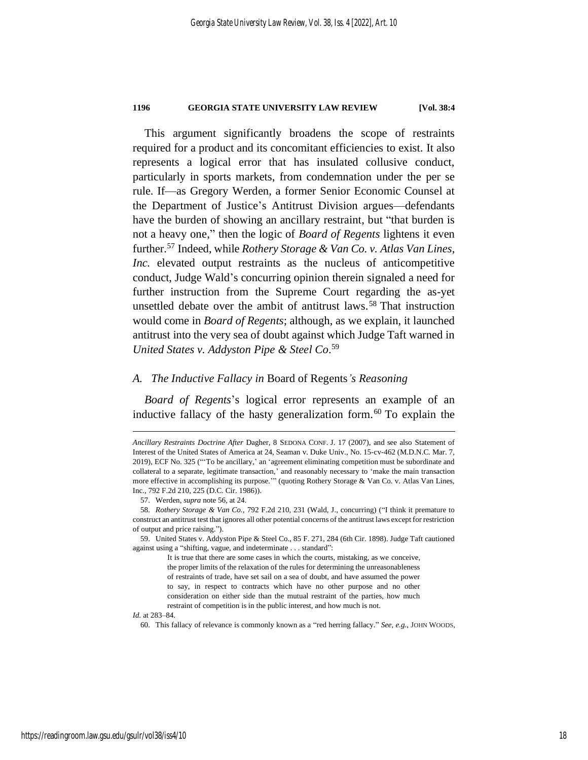This argument significantly broadens the scope of restraints required for a product and its concomitant efficiencies to exist. It also represents a logical error that has insulated collusive conduct, particularly in sports markets, from condemnation under the per se rule. If—as Gregory Werden, a former Senior Economic Counsel at the Department of Justice's Antitrust Division argues—defendants have the burden of showing an ancillary restraint, but "that burden is not a heavy one," then the logic of *Board of Regents* lightens it even further.[57] Indeed, while *Rothery Storage & Van Co. v. Atlas Van Lines, Inc.* elevated output restraints as the nucleus of anticompetitive conduct, Judge Wald's concurring opinion therein signaled a need for further instruction from the Supreme Court regarding the as-yet unsettled debate over the ambit of antitrust laws.[58] That instruction would come in *Board of Regents*; although, as we explain, it launched antitrust into the very sea of doubt against which Judge Taft warned in *United States v. Addyston Pipe & Steel Co*.[59]

### A. *The Inductive Fallacy in* Board of Regents*'s Reasoning*

*Board of Regents*'s logical error represents an example of an inductive fallacy of the hasty generalization form.[60] To explain the

---

*Ancillary Restraints Doctrine After* Dagher, 8 SEDONA CONF. J. 17 (2007), and see also Statement of Interest of the United States of America at 24, Seaman v. Duke Univ., No. 15-cv-462 (M.D.N.C. Mar. 7, 2019), ECF No. 325 ("'To be ancillary,' an 'agreement eliminating competition must be subordinate and collateral to a separate, legitimate transaction,' and reasonably necessary to 'make the main transaction more effective in accomplishing its purpose.'" (quoting Rothery Storage & Van Co. v. Atlas Van Lines, Inc., 792 F.2d 210, 225 (D.C. Cir. 1986)).

57. Werden, *supra* note 56, at 24.

58. *Rothery Storage & Van Co.*, 792 F.2d 210, 231 (Wald, J., concurring) ("I think it premature to construct an antitrust test that ignores all other potential concerns of the antitrust laws except for restriction of output and price raising.").

59. United States v. Addyston Pipe & Steel Co., 85 F. 271, 284 (6th Cir. 1898). Judge Taft cautioned against using a "shifting, vague, and indeterminate . . . standard":

> It is true that there are some cases in which the courts, mistaking, as we conceive, the proper limits of the relaxation of the rules for determining the unreasonableness of restraints of trade, have set sail on a sea of doubt, and have assumed the power to say, in respect to contracts which have no other purpose and no other consideration on either side than the mutual restraint of the parties, how much restraint of competition is in the public interest, and how much is not.

*Id.* at 283–84.

60. This fallacy of relevance is commonly known as a "red herring fallacy." *See, e.g.*, JOHN WOODS,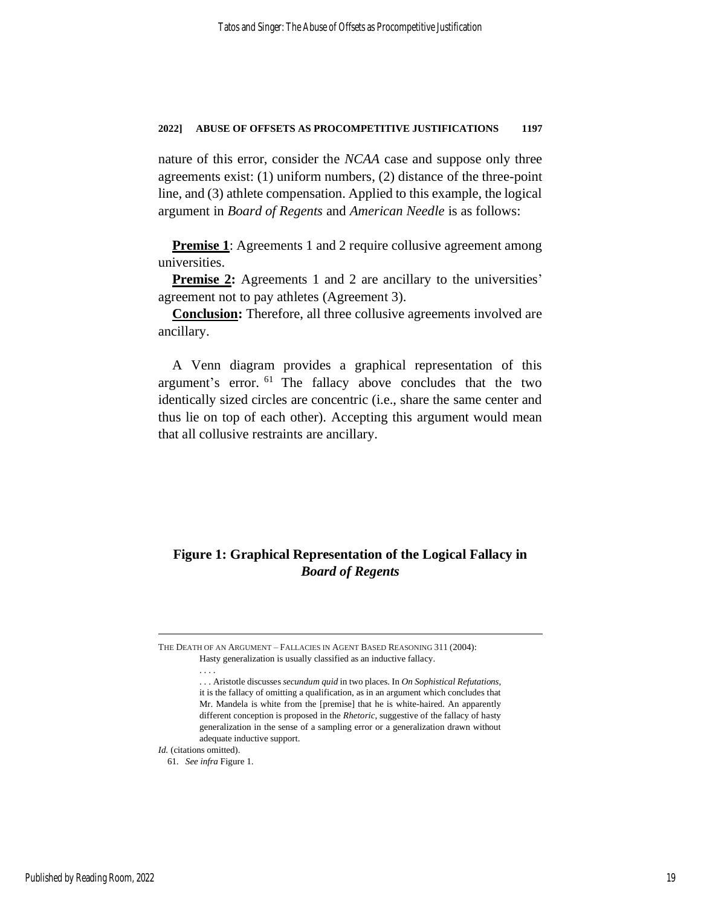nature of this error, consider the *NCAA* case and suppose only three agreements exist: (1) uniform numbers, (2) distance of the three-point line, and (3) athlete compensation. Applied to this example, the logical argument in *Board of Regents* and *American Needle* is as follows:

**Premise 1**: Agreements 1 and 2 require collusive agreement among universities.

**Premise 2:** Agreements 1 and 2 are ancillary to the universities' agreement not to pay athletes (Agreement 3).

**Conclusion:** Therefore, all three collusive agreements involved are ancillary.

A Venn diagram provides a graphical representation of this argument's error.[61] The fallacy above concludes that the two identically sized circles are concentric (i.e., share the same center and thus lie on top of each other). Accepting this argument would mean that all collusive restraints are ancillary.

**Figure 1: Graphical Representation of the Logical Fallacy in *Board of Regents***

---

THE DEATH OF AN ARGUMENT – FALLACIES IN AGENT BASED REASONING 311 (2004):

> Hasty generalization is usually classified as an inductive fallacy.
>
> . . . .
>
> . . . Aristotle discusses *secundum quid* in two places. In *On Sophistical Refutations*, it is the fallacy of omitting a qualification, as in an argument which concludes that Mr. Mandela is white from the [premise] that he is white-haired. An apparently different conception is proposed in the *Rhetoric*, suggestive of the fallacy of hasty generalization in the sense of a sampling error or a generalization drawn without adequate inductive support.

*Id.* (citations omitted).

61. *See infra* Figure 1.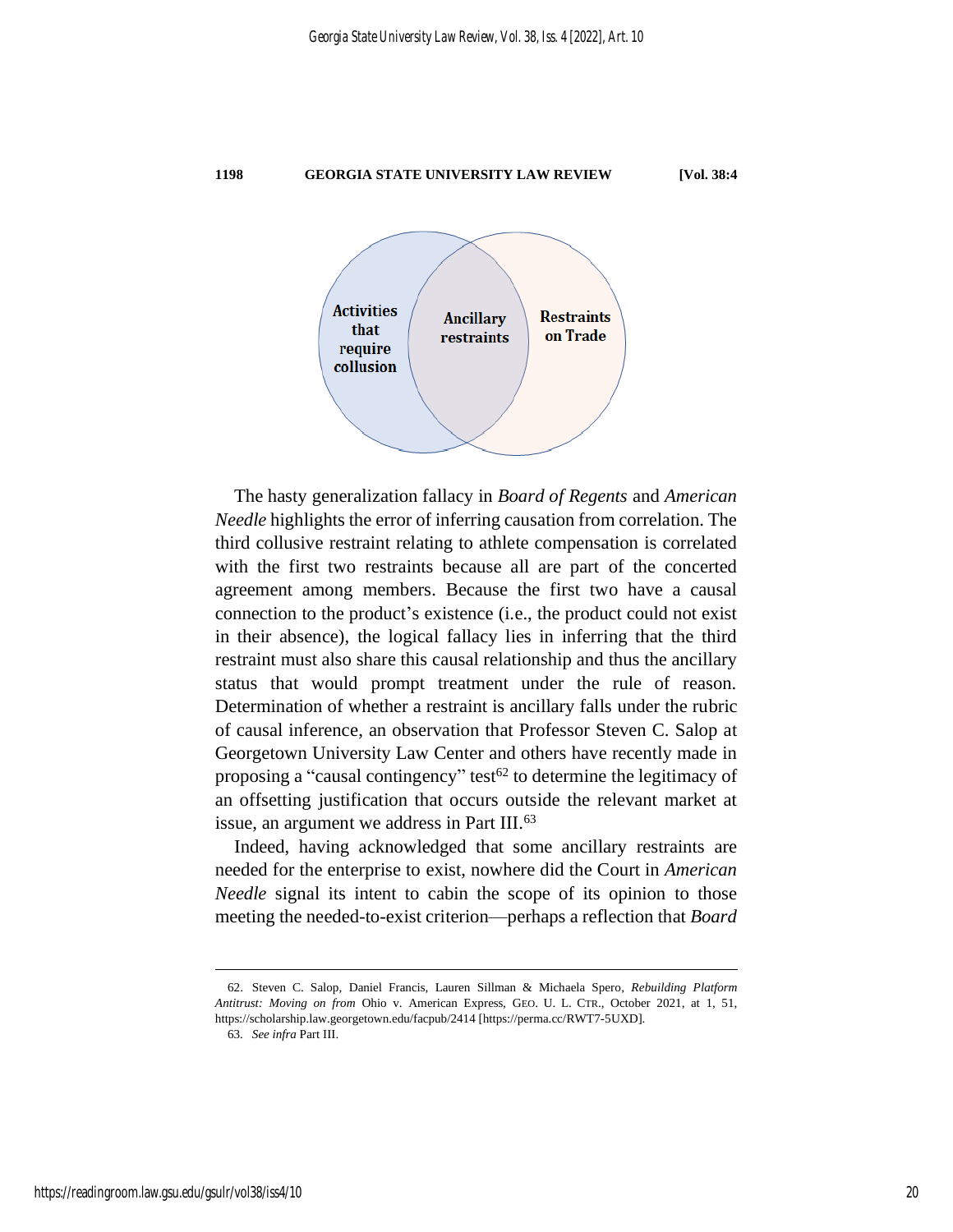Activities that require collusion

Ancillary restraints

Restraints on Trade

The hasty generalization fallacy in *Board of Regents* and *American Needle* highlights the error of inferring causation from correlation. The third collusive restraint relating to athlete compensation is correlated with the first two restraints because all are part of the concerted agreement among members. Because the first two have a causal connection to the product's existence (i.e., the product could not exist in their absence), the logical fallacy lies in inferring that the third restraint must also share this causal relationship and thus the ancillary status that would prompt treatment under the rule of reason. Determination of whether a restraint is ancillary falls under the rubric of causal inference, an observation that Professor Steven C. Salop at Georgetown University Law Center and others have recently made in proposing a "causal contingency" test[62] to determine the legitimacy of an offsetting justification that occurs outside the relevant market at issue, an argument we address in Part III.[63]

Indeed, having acknowledged that some ancillary restraints are needed for the enterprise to exist, nowhere did the Court in *American Needle* signal its intent to cabin the scope of its opinion to those meeting the needed-to-exist criterion—perhaps a reflection that *Board*

---

62. Steven C. Salop, Daniel Francis, Lauren Sillman & Michaela Spero, *Rebuilding Platform Antitrust: Moving on from* Ohio v. American Express, GEO. U. L. CTR., October 2021, at 1, 51, https://scholarship.law.georgetown.edu/facpub/2414 [https://perma.cc/RWT7-5UXD].

63. *See infra* Part III.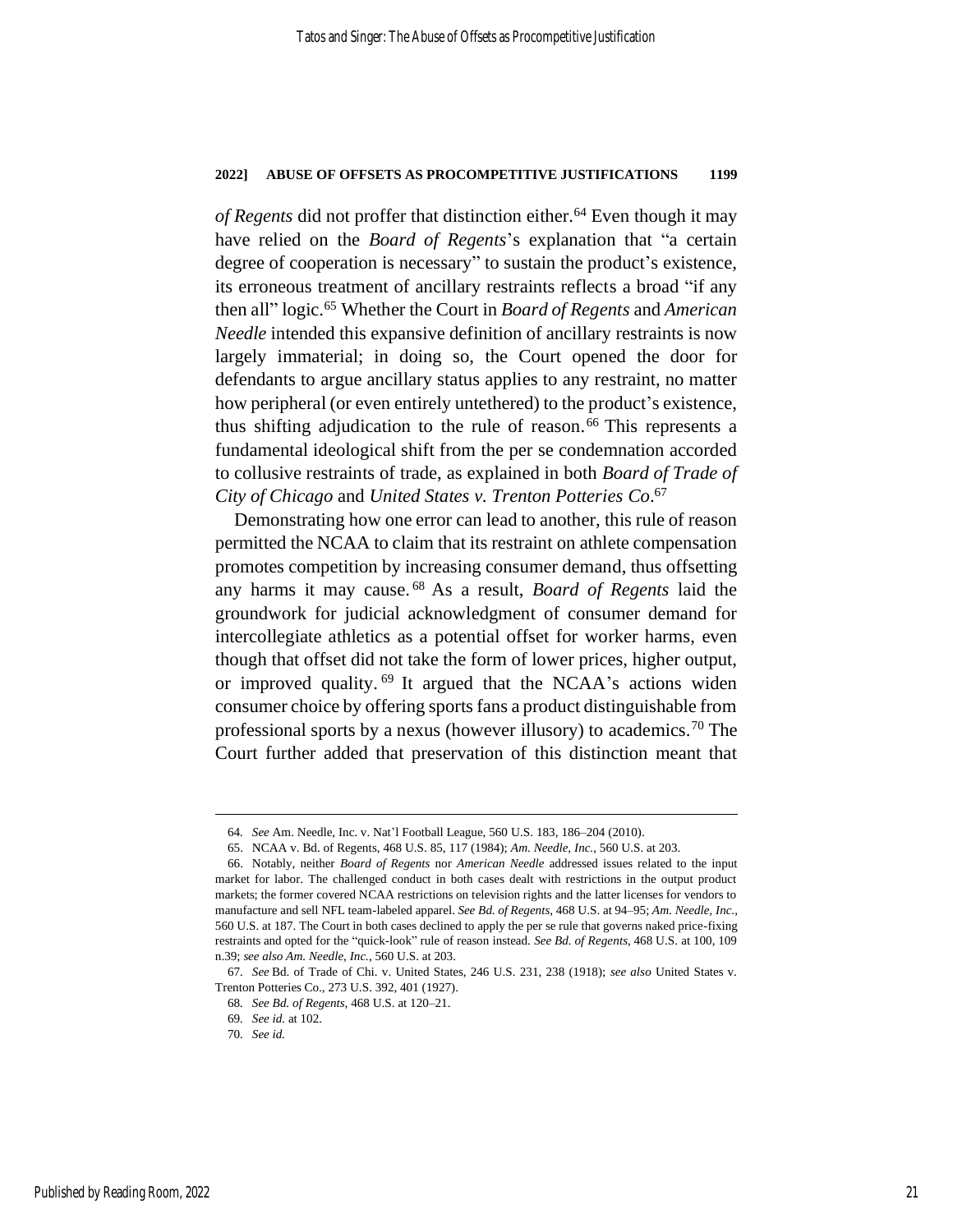*of Regents* did not proffer that distinction either.[64] Even though it may have relied on the *Board of Regents*'s explanation that "a certain degree of cooperation is necessary" to sustain the product's existence, its erroneous treatment of ancillary restraints reflects a broad "if any then all" logic.[65] Whether the Court in *Board of Regents* and *American Needle* intended this expansive definition of ancillary restraints is now largely immaterial; in doing so, the Court opened the door for defendants to argue ancillary status applies to any restraint, no matter how peripheral (or even entirely untethered) to the product's existence, thus shifting adjudication to the rule of reason.[66] This represents a fundamental ideological shift from the per se condemnation accorded to collusive restraints of trade, as explained in both *Board of Trade of City of Chicago* and *United States v. Trenton Potteries Co*.[67]

Demonstrating how one error can lead to another, this rule of reason permitted the NCAA to claim that its restraint on athlete compensation promotes competition by increasing consumer demand, thus offsetting any harms it may cause.[68] As a result, *Board of Regents* laid the groundwork for judicial acknowledgment of consumer demand for intercollegiate athletics as a potential offset for worker harms, even though that offset did not take the form of lower prices, higher output, or improved quality.[69] It argued that the NCAA's actions widen consumer choice by offering sports fans a product distinguishable from professional sports by a nexus (however illusory) to academics.[70] The Court further added that preservation of this distinction meant that

---

64. *See* Am. Needle, Inc. v. Nat'l Football League, 560 U.S. 183, 186–204 (2010).

65. NCAA v. Bd. of Regents, 468 U.S. 85, 117 (1984); *Am. Needle, Inc.*, 560 U.S. at 203.

66. Notably, neither *Board of Regents* nor *American Needle* addressed issues related to the input market for labor. The challenged conduct in both cases dealt with restrictions in the output product markets; the former covered NCAA restrictions on television rights and the latter licenses for vendors to manufacture and sell NFL team-labeled apparel. *See Bd. of Regents*, 468 U.S. at 94–95; *Am. Needle, Inc.*, 560 U.S. at 187. The Court in both cases declined to apply the per se rule that governs naked price-fixing restraints and opted for the "quick-look" rule of reason instead. *See Bd. of Regents*, 468 U.S. at 100, 109 n.39; *see also Am. Needle, Inc.*, 560 U.S. at 203.

67. *See* Bd. of Trade of Chi. v. United States, 246 U.S. 231, 238 (1918); *see also* United States v. Trenton Potteries Co., 273 U.S. 392, 401 (1927).

68. *See Bd. of Regents*, 468 U.S. at 120–21.

69. *See id.* at 102.

70. *See id.*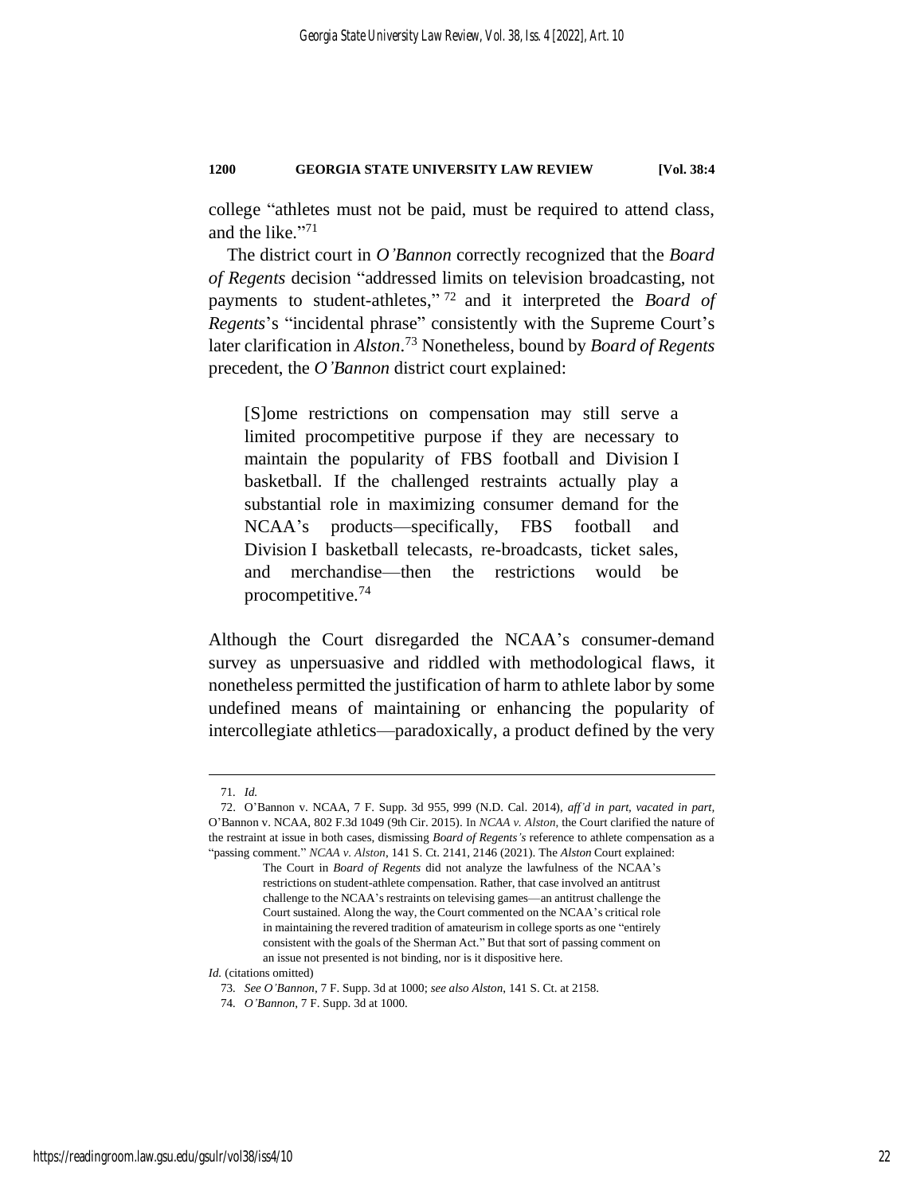college "athletes must not be paid, must be required to attend class, and the like."[71]

The district court in *O'Bannon* correctly recognized that the *Board of Regents* decision "addressed limits on television broadcasting, not payments to student-athletes,"[72] and it interpreted the *Board of Regents*'s "incidental phrase" consistently with the Supreme Court's later clarification in *Alston*.[73] Nonetheless, bound by *Board of Regents* precedent, the *O'Bannon* district court explained:

> [S]ome restrictions on compensation may still serve a limited procompetitive purpose if they are necessary to maintain the popularity of FBS football and Division I basketball. If the challenged restraints actually play a substantial role in maximizing consumer demand for the NCAA's products—specifically, FBS football and Division I basketball telecasts, re-broadcasts, ticket sales, and merchandise—then the restrictions would be procompetitive.[74]

Although the Court disregarded the NCAA's consumer-demand survey as unpersuasive and riddled with methodological flaws, it nonetheless permitted the justification of harm to athlete labor by some undefined means of maintaining or enhancing the popularity of intercollegiate athletics—paradoxically, a product defined by the very

---

71. *Id.*

72. O'Bannon v. NCAA, 7 F. Supp. 3d 955, 999 (N.D. Cal. 2014), *aff'd in part, vacated in part*, O'Bannon v. NCAA, 802 F.3d 1049 (9th Cir. 2015). In *NCAA v. Alston*, the Court clarified the nature of the restraint at issue in both cases, dismissing *Board of Regents's* reference to athlete compensation as a "passing comment." *NCAA v. Alston*, 141 S. Ct. 2141, 2146 (2021). The *Alston* Court explained:

> The Court in *Board of Regents* did not analyze the lawfulness of the NCAA's restrictions on student-athlete compensation. Rather, that case involved an antitrust challenge to the NCAA's restraints on televising games—an antitrust challenge the Court sustained. Along the way, the Court commented on the NCAA's critical role in maintaining the revered tradition of amateurism in college sports as one "entirely consistent with the goals of the Sherman Act." But that sort of passing comment on an issue not presented is not binding, nor is it dispositive here.

*Id.* (citations omitted)

73. *See O'Bannon*, 7 F. Supp. 3d at 1000; *see also Alston*, 141 S. Ct. at 2158.

74. *O'Bannon*, 7 F. Supp. 3d at 1000.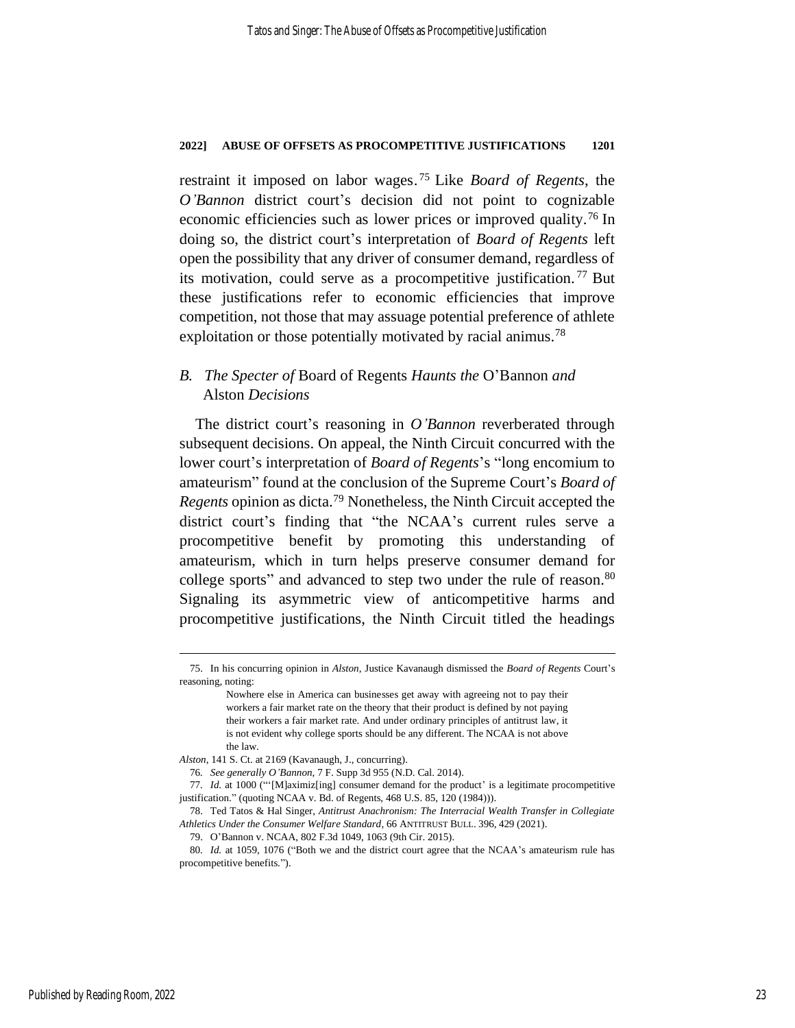restraint it imposed on labor wages.[75] Like *Board of Regents*, the *O'Bannon* district court's decision did not point to cognizable economic efficiencies such as lower prices or improved quality.[76] In doing so, the district court's interpretation of *Board of Regents* left open the possibility that any driver of consumer demand, regardless of its motivation, could serve as a procompetitive justification.[77] But these justifications refer to economic efficiencies that improve competition, not those that may assuage potential preference of athlete exploitation or those potentially motivated by racial animus.[78]

### B. *The Specter of* Board of Regents *Haunts the* O'Bannon *and* Alston *Decisions*

The district court's reasoning in *O'Bannon* reverberated through subsequent decisions. On appeal, the Ninth Circuit concurred with the lower court's interpretation of *Board of Regents*'s "long encomium to amateurism" found at the conclusion of the Supreme Court's *Board of Regents* opinion as dicta.[79] Nonetheless, the Ninth Circuit accepted the district court's finding that "the NCAA's current rules serve a procompetitive benefit by promoting this understanding of amateurism, which in turn helps preserve consumer demand for college sports" and advanced to step two under the rule of reason.[80] Signaling its asymmetric view of anticompetitive harms and procompetitive justifications, the Ninth Circuit titled the headings

---

75. In his concurring opinion in *Alston*, Justice Kavanaugh dismissed the *Board of Regents* Court's reasoning, noting:

> Nowhere else in America can businesses get away with agreeing not to pay their workers a fair market rate on the theory that their product is defined by not paying their workers a fair market rate. And under ordinary principles of antitrust law, it is not evident why college sports should be any different. The NCAA is not above the law.

*Alston*, 141 S. Ct. at 2169 (Kavanaugh, J., concurring).

76. *See generally O'Bannon*, 7 F. Supp 3d 955 (N.D. Cal. 2014).

77. *Id.* at 1000 ("'[M]aximiz[ing] consumer demand for the product' is a legitimate procompetitive justification." (quoting NCAA v. Bd. of Regents, 468 U.S. 85, 120 (1984))).

78. Ted Tatos & Hal Singer, *Antitrust Anachronism: The Interracial Wealth Transfer in Collegiate Athletics Under the Consumer Welfare Standard*, 66 ANTITRUST BULL. 396, 429 (2021).

79. O'Bannon v. NCAA, 802 F.3d 1049, 1063 (9th Cir. 2015).

80. *Id.* at 1059, 1076 ("Both we and the district court agree that the NCAA's amateurism rule has procompetitive benefits.").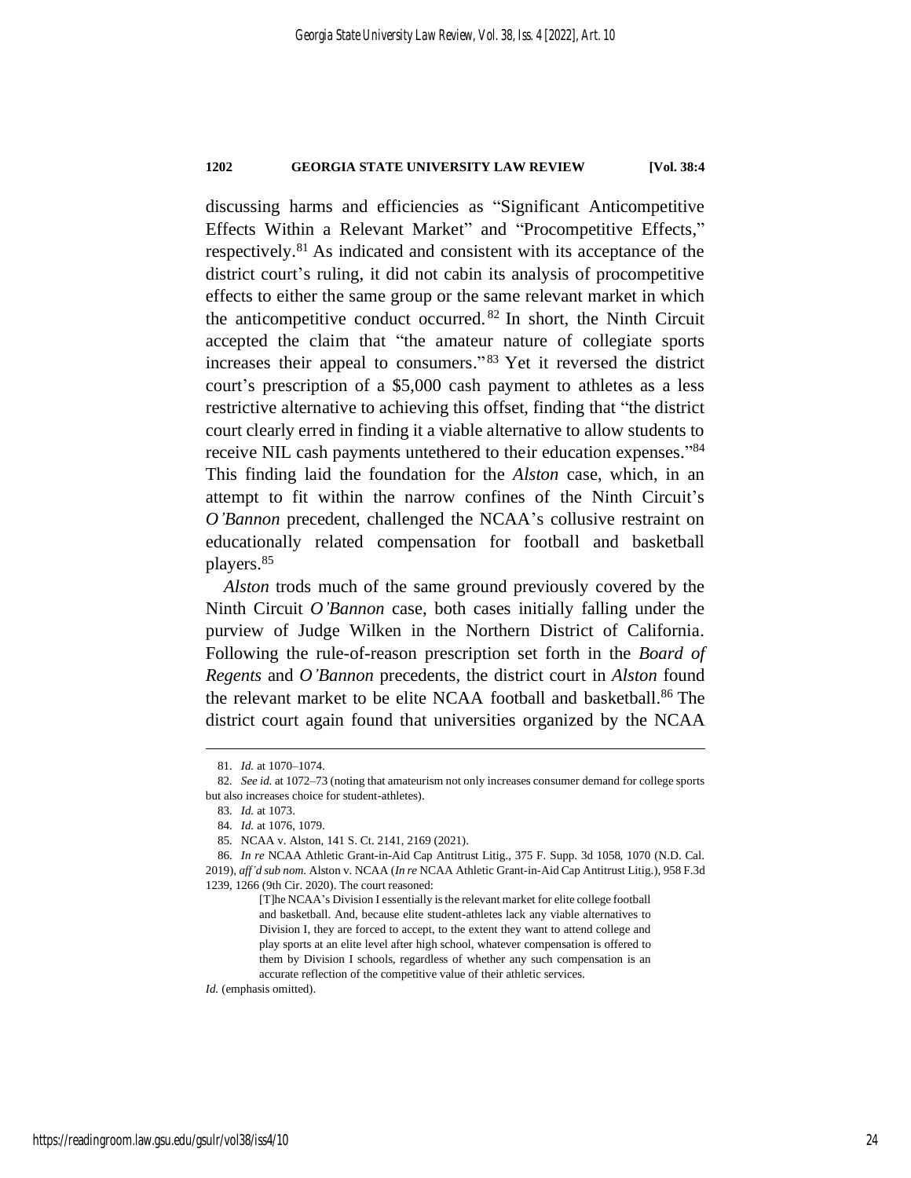discussing harms and efficiencies as "Significant Anticompetitive Effects Within a Relevant Market" and "Procompetitive Effects," respectively.[81] As indicated and consistent with its acceptance of the district court's ruling, it did not cabin its analysis of procompetitive effects to either the same group or the same relevant market in which the anticompetitive conduct occurred.[82] In short, the Ninth Circuit accepted the claim that "the amateur nature of collegiate sports increases their appeal to consumers."[83] Yet it reversed the district court's prescription of a $5,000 cash payment to athletes as a less restrictive alternative to achieving this offset, finding that "the district court clearly erred in finding it a viable alternative to allow students to receive NIL cash payments untethered to their education expenses."[84] This finding laid the foundation for the *Alston* case, which, in an attempt to fit within the narrow confines of the Ninth Circuit's *O'Bannon* precedent, challenged the NCAA's collusive restraint on educationally related compensation for football and basketball players.[85]

*Alston* trods much of the same ground previously covered by the Ninth Circuit *O'Bannon* case, both cases initially falling under the purview of Judge Wilken in the Northern District of California. Following the rule-of-reason prescription set forth in the *Board of Regents* and *O'Bannon* precedents, the district court in *Alston* found the relevant market to be elite NCAA football and basketball.[86] The district court again found that universities organized by the NCAA

---

81. *Id.* at 1070–1074.

82. *See id.* at 1072–73 (noting that amateurism not only increases consumer demand for college sports but also increases choice for student-athletes).

83. *Id.* at 1073.

84. *Id.* at 1076, 1079.

85. NCAA v. Alston, 141 S. Ct. 2141, 2169 (2021).

86. *In re* NCAA Athletic Grant-in-Aid Cap Antitrust Litig., 375 F. Supp. 3d 1058, 1070 (N.D. Cal. 2019), *aff'd sub nom.* Alston v. NCAA (*In re* NCAA Athletic Grant-in-Aid Cap Antitrust Litig.), 958 F.3d 1239, 1266 (9th Cir. 2020). The court reasoned:

> [T]he NCAA's Division I essentially is the relevant market for elite college football and basketball. And, because elite student-athletes lack any viable alternatives to Division I, they are forced to accept, to the extent they want to attend college and play sports at an elite level after high school, whatever compensation is offered to them by Division I schools, regardless of whether any such compensation is an accurate reflection of the competitive value of their athletic services.

*Id.* (emphasis omitted).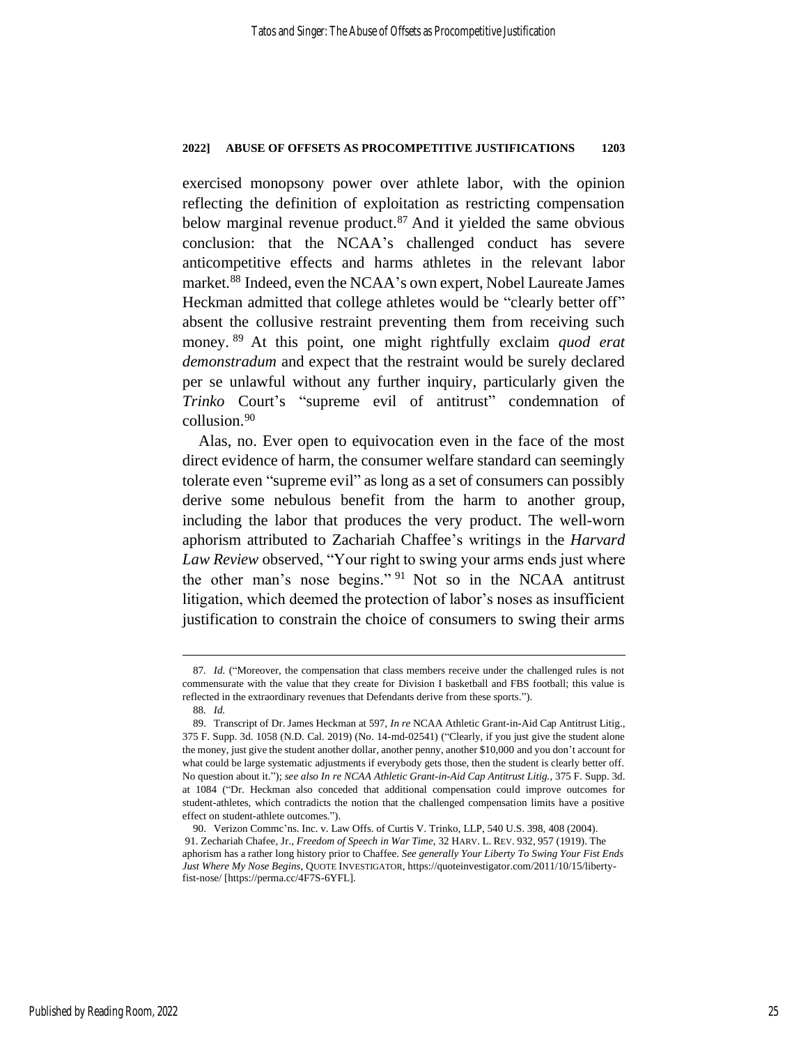exercised monopsony power over athlete labor, with the opinion reflecting the definition of exploitation as restricting compensation below marginal revenue product.[87] And it yielded the same obvious conclusion: that the NCAA's challenged conduct has severe anticompetitive effects and harms athletes in the relevant labor market.[88] Indeed, even the NCAA's own expert, Nobel Laureate James Heckman admitted that college athletes would be "clearly better off" absent the collusive restraint preventing them from receiving such money.[89] At this point, one might rightfully exclaim *quod erat demonstradum* and expect that the restraint would be surely declared per se unlawful without any further inquiry, particularly given the *Trinko* Court's "supreme evil of antitrust" condemnation of collusion.[90]

Alas, no. Ever open to equivocation even in the face of the most direct evidence of harm, the consumer welfare standard can seemingly tolerate even "supreme evil" as long as a set of consumers can possibly derive some nebulous benefit from the harm to another group, including the labor that produces the very product. The well-worn aphorism attributed to Zachariah Chaffee's writings in the *Harvard Law Review* observed, "Your right to swing your arms ends just where the other man's nose begins."[91] Not so in the NCAA antitrust litigation, which deemed the protection of labor's noses as insufficient justification to constrain the choice of consumers to swing their arms

---

87. *Id.* ("Moreover, the compensation that class members receive under the challenged rules is not commensurate with the value that they create for Division I basketball and FBS football; this value is reflected in the extraordinary revenues that Defendants derive from these sports.").

88. *Id.*

89. Transcript of Dr. James Heckman at 597, *In re* NCAA Athletic Grant-in-Aid Cap Antitrust Litig., 375 F. Supp. 3d. 1058 (N.D. Cal. 2019) (No. 14-md-02541) ("Clearly, if you just give the student alone the money, just give the student another dollar, another penny, another $10,000 and you don't account for what could be large systematic adjustments if everybody gets those, then the student is clearly better off. No question about it."); *see also In re NCAA Athletic Grant-in-Aid Cap Antitrust Litig.*, 375 F. Supp. 3d. at 1084 ("Dr. Heckman also conceded that additional compensation could improve outcomes for student-athletes, which contradicts the notion that the challenged compensation limits have a positive effect on student-athlete outcomes.").

90. Verizon Commc'ns. Inc. v. Law Offs. of Curtis V. Trinko, LLP, 540 U.S. 398, 408 (2004).

91. Zechariah Chafee, Jr., *Freedom of Speech in War Time*, 32 HARV. L. REV. 932, 957 (1919). The aphorism has a rather long history prior to Chaffee. *See generally Your Liberty To Swing Your Fist Ends Just Where My Nose Begins*, QUOTE INVESTIGATOR, https://quoteinvestigator.com/2011/10/15/liberty-fist-nose/ [https://perma.cc/4F7S-6YFL].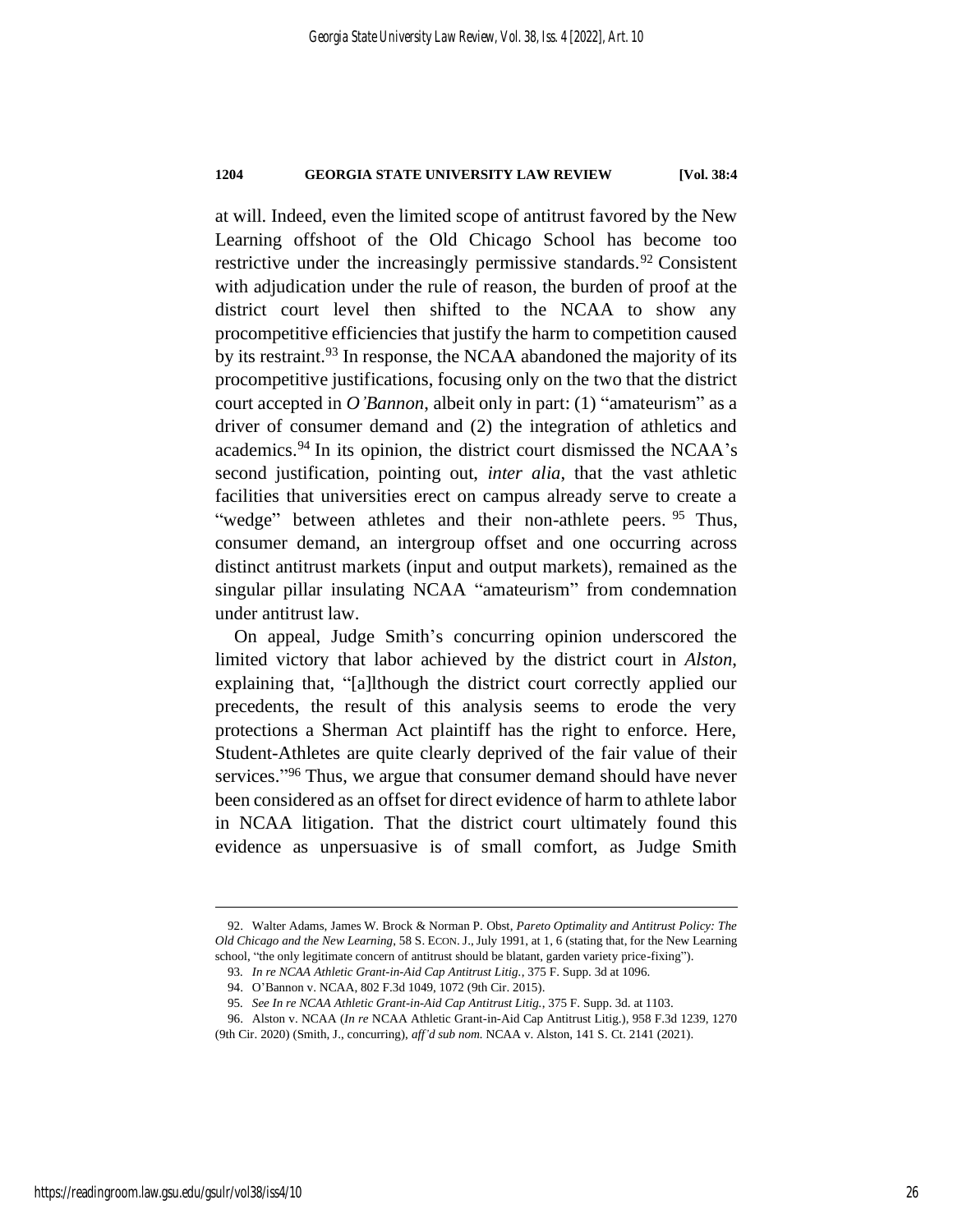at will. Indeed, even the limited scope of antitrust favored by the New Learning offshoot of the Old Chicago School has become too restrictive under the increasingly permissive standards.[92] Consistent with adjudication under the rule of reason, the burden of proof at the district court level then shifted to the NCAA to show any procompetitive efficiencies that justify the harm to competition caused by its restraint.[93] In response, the NCAA abandoned the majority of its procompetitive justifications, focusing only on the two that the district court accepted in *O'Bannon*, albeit only in part: (1) "amateurism" as a driver of consumer demand and (2) the integration of athletics and academics.[94] In its opinion, the district court dismissed the NCAA's second justification, pointing out, *inter alia*, that the vast athletic facilities that universities erect on campus already serve to create a "wedge" between athletes and their non-athlete peers.[95] Thus, consumer demand, an intergroup offset and one occurring across distinct antitrust markets (input and output markets), remained as the singular pillar insulating NCAA "amateurism" from condemnation under antitrust law.

On appeal, Judge Smith's concurring opinion underscored the limited victory that labor achieved by the district court in *Alston*, explaining that, "[a]lthough the district court correctly applied our precedents, the result of this analysis seems to erode the very protections a Sherman Act plaintiff has the right to enforce. Here, Student-Athletes are quite clearly deprived of the fair value of their services."[96] Thus, we argue that consumer demand should have never been considered as an offset for direct evidence of harm to athlete labor in NCAA litigation. That the district court ultimately found this evidence as unpersuasive is of small comfort, as Judge Smith

---

92. Walter Adams, James W. Brock & Norman P. Obst, *Pareto Optimality and Antitrust Policy: The Old Chicago and the New Learning*, 58 S. ECON. J., July 1991, at 1, 6 (stating that, for the New Learning school, "the only legitimate concern of antitrust should be blatant, garden variety price-fixing").

93. *In re NCAA Athletic Grant-in-Aid Cap Antitrust Litig.*, 375 F. Supp. 3d at 1096.

94. O'Bannon v. NCAA, 802 F.3d 1049, 1072 (9th Cir. 2015).

95. *See In re NCAA Athletic Grant-in-Aid Cap Antitrust Litig.*, 375 F. Supp. 3d. at 1103.

96. Alston v. NCAA (*In re* NCAA Athletic Grant-in-Aid Cap Antitrust Litig.), 958 F.3d 1239, 1270 (9th Cir. 2020) (Smith, J., concurring), *aff'd sub nom.* NCAA v. Alston, 141 S. Ct. 2141 (2021).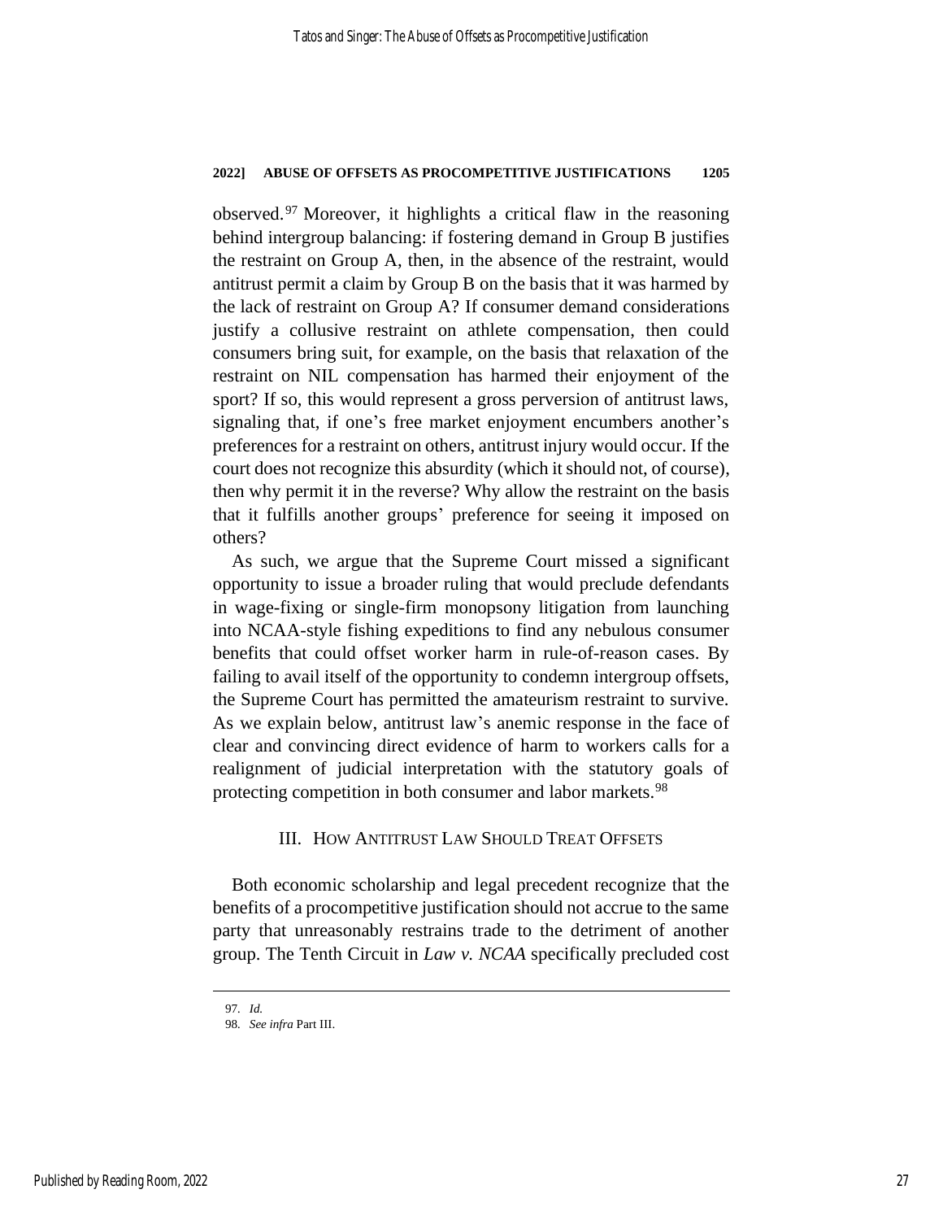observed.[97] Moreover, it highlights a critical flaw in the reasoning behind intergroup balancing: if fostering demand in Group B justifies the restraint on Group A, then, in the absence of the restraint, would antitrust permit a claim by Group B on the basis that it was harmed by the lack of restraint on Group A? If consumer demand considerations justify a collusive restraint on athlete compensation, then could consumers bring suit, for example, on the basis that relaxation of the restraint on NIL compensation has harmed their enjoyment of the sport? If so, this would represent a gross perversion of antitrust laws, signaling that, if one's free market enjoyment encumbers another's preferences for a restraint on others, antitrust injury would occur. If the court does not recognize this absurdity (which it should not, of course), then why permit it in the reverse? Why allow the restraint on the basis that it fulfills another groups' preference for seeing it imposed on others?

As such, we argue that the Supreme Court missed a significant opportunity to issue a broader ruling that would preclude defendants in wage-fixing or single-firm monopsony litigation from launching into NCAA-style fishing expeditions to find any nebulous consumer benefits that could offset worker harm in rule-of-reason cases. By failing to avail itself of the opportunity to condemn intergroup offsets, the Supreme Court has permitted the amateurism restraint to survive. As we explain below, antitrust law's anemic response in the face of clear and convincing direct evidence of harm to workers calls for a realignment of judicial interpretation with the statutory goals of protecting competition in both consumer and labor markets.[98]

## III. How Antitrust Law Should Treat Offsets

Both economic scholarship and legal precedent recognize that the benefits of a procompetitive justification should not accrue to the same party that unreasonably restrains trade to the detriment of another group. The Tenth Circuit in *Law v. NCAA* specifically precluded cost

97. *Id.*

98. *See infra* Part III.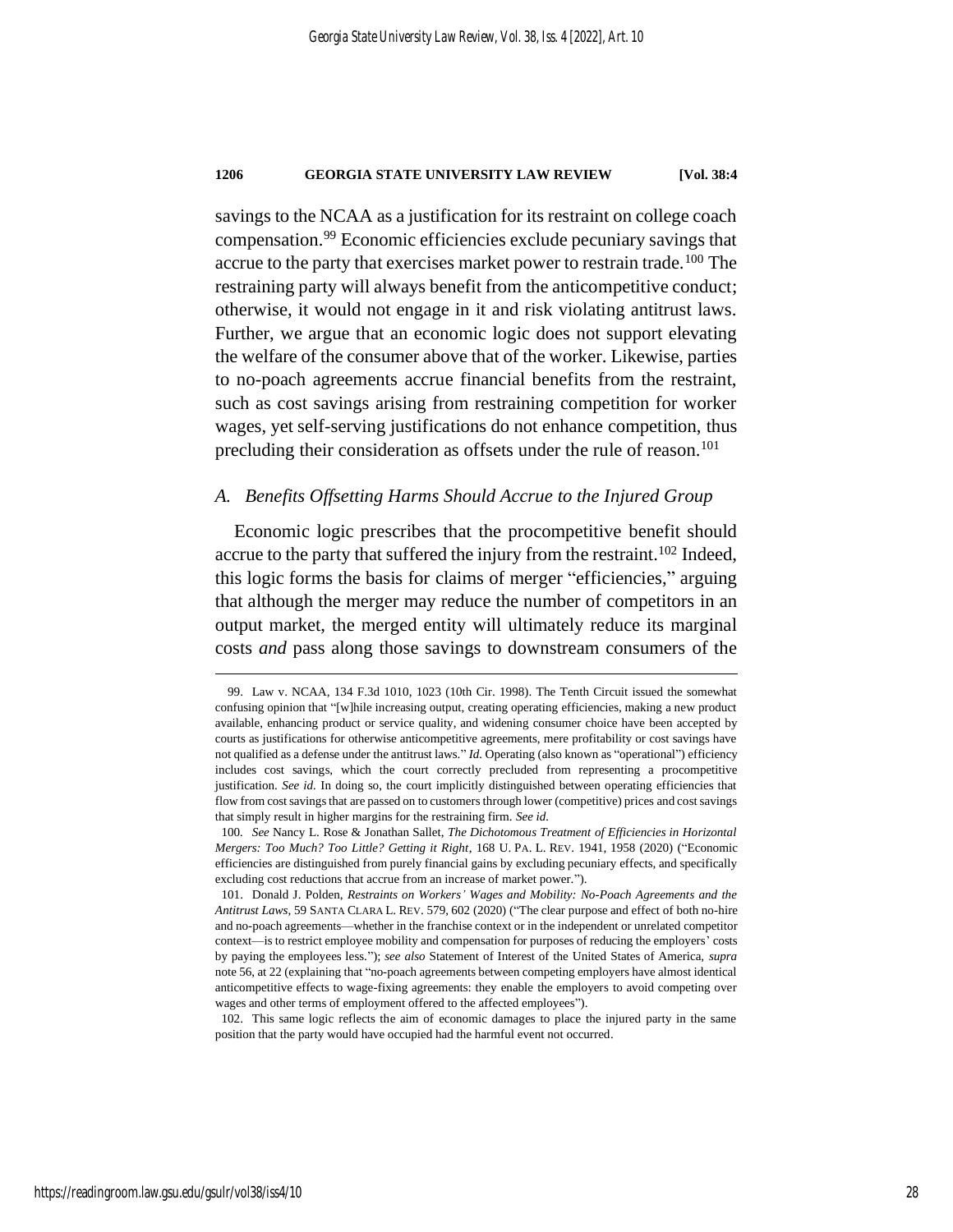savings to the NCAA as a justification for its restraint on college coach compensation.[99] Economic efficiencies exclude pecuniary savings that accrue to the party that exercises market power to restrain trade.[100] The restraining party will always benefit from the anticompetitive conduct; otherwise, it would not engage in it and risk violating antitrust laws. Further, we argue that an economic logic does not support elevating the welfare of the consumer above that of the worker. Likewise, parties to no-poach agreements accrue financial benefits from the restraint, such as cost savings arising from restraining competition for worker wages, yet self-serving justifications do not enhance competition, thus precluding their consideration as offsets under the rule of reason.[101]

### *A. Benefits Offsetting Harms Should Accrue to the Injured Group*

Economic logic prescribes that the procompetitive benefit should accrue to the party that suffered the injury from the restraint.[102] Indeed, this logic forms the basis for claims of merger "efficiencies," arguing that although the merger may reduce the number of competitors in an output market, the merged entity will ultimately reduce its marginal costs *and* pass along those savings to downstream consumers of the

---

99. Law v. NCAA, 134 F.3d 1010, 1023 (10th Cir. 1998). The Tenth Circuit issued the somewhat confusing opinion that "[w]hile increasing output, creating operating efficiencies, making a new product available, enhancing product or service quality, and widening consumer choice have been accepted by courts as justifications for otherwise anticompetitive agreements, mere profitability or cost savings have not qualified as a defense under the antitrust laws." *Id.* Operating (also known as "operational") efficiency includes cost savings, which the court correctly precluded from representing a procompetitive justification. *See id.* In doing so, the court implicitly distinguished between operating efficiencies that flow from cost savings that are passed on to customers through lower (competitive) prices and cost savings that simply result in higher margins for the restraining firm. *See id.*

100. *See* Nancy L. Rose & Jonathan Sallet, *The Dichotomous Treatment of Efficiencies in Horizontal Mergers: Too Much? Too Little? Getting it Right*, 168 U. PA. L. REV. 1941, 1958 (2020) ("Economic efficiencies are distinguished from purely financial gains by excluding pecuniary effects, and specifically excluding cost reductions that accrue from an increase of market power.").

101. Donald J. Polden, *Restraints on Workers' Wages and Mobility: No-Poach Agreements and the Antitrust Laws*, 59 SANTA CLARA L. REV. 579, 602 (2020) ("The clear purpose and effect of both no-hire and no-poach agreements—whether in the franchise context or in the independent or unrelated competitor context—is to restrict employee mobility and compensation for purposes of reducing the employers' costs by paying the employees less."); *see also* Statement of Interest of the United States of America, *supra* note 56, at 22 (explaining that "no-poach agreements between competing employers have almost identical anticompetitive effects to wage-fixing agreements: they enable the employers to avoid competing over wages and other terms of employment offered to the affected employees").

102. This same logic reflects the aim of economic damages to place the injured party in the same position that the party would have occupied had the harmful event not occurred.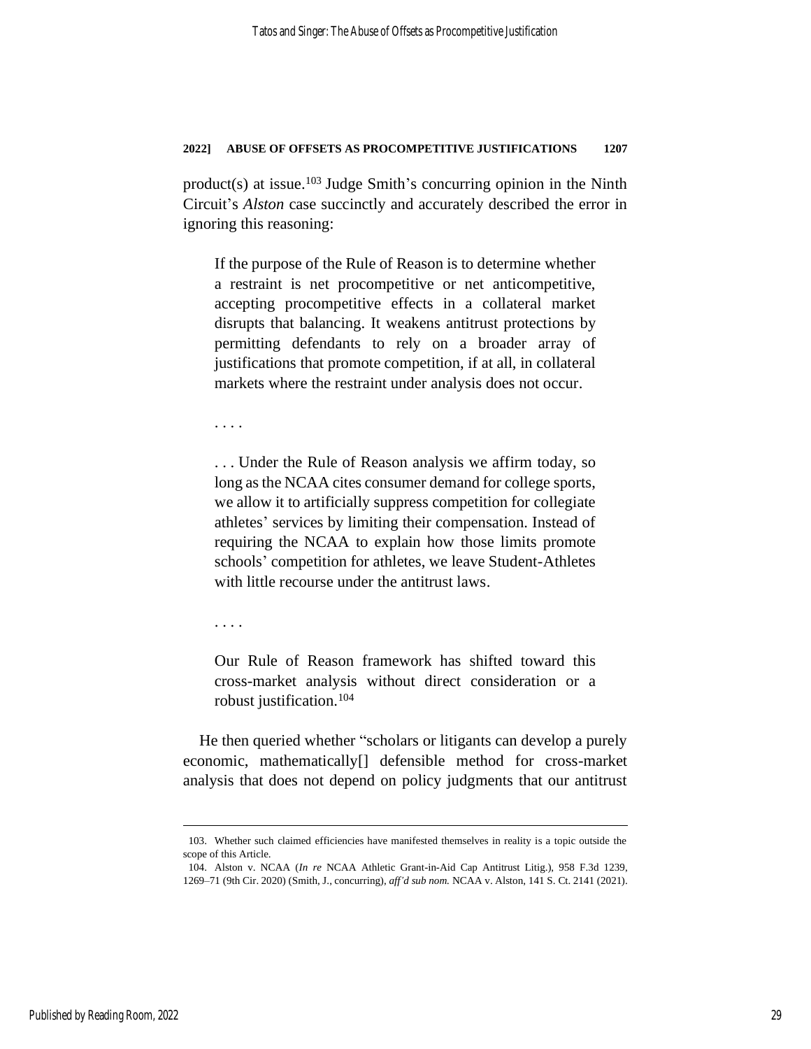product(s) at issue.[103] Judge Smith's concurring opinion in the Ninth Circuit's *Alston* case succinctly and accurately described the error in ignoring this reasoning:

> If the purpose of the Rule of Reason is to determine whether a restraint is net procompetitive or net anticompetitive, accepting procompetitive effects in a collateral market disrupts that balancing. It weakens antitrust protections by permitting defendants to rely on a broader array of justifications that promote competition, if at all, in collateral markets where the restraint under analysis does not occur.
>
> . . . .
>
> . . . Under the Rule of Reason analysis we affirm today, so long as the NCAA cites consumer demand for college sports, we allow it to artificially suppress competition for collegiate athletes' services by limiting their compensation. Instead of requiring the NCAA to explain how those limits promote schools' competition for athletes, we leave Student-Athletes with little recourse under the antitrust laws.
>
> . . . .
>
> Our Rule of Reason framework has shifted toward this cross-market analysis without direct consideration or a robust justification.[104]

He then queried whether "scholars or litigants can develop a purely economic, mathematically[] defensible method for cross-market analysis that does not depend on policy judgments that our antitrust

---

103. Whether such claimed efficiencies have manifested themselves in reality is a topic outside the scope of this Article.

104. Alston v. NCAA (*In re* NCAA Athletic Grant-in-Aid Cap Antitrust Litig.), 958 F.3d 1239, 1269–71 (9th Cir. 2020) (Smith, J., concurring), *aff'd sub nom.* NCAA v. Alston, 141 S. Ct. 2141 (2021).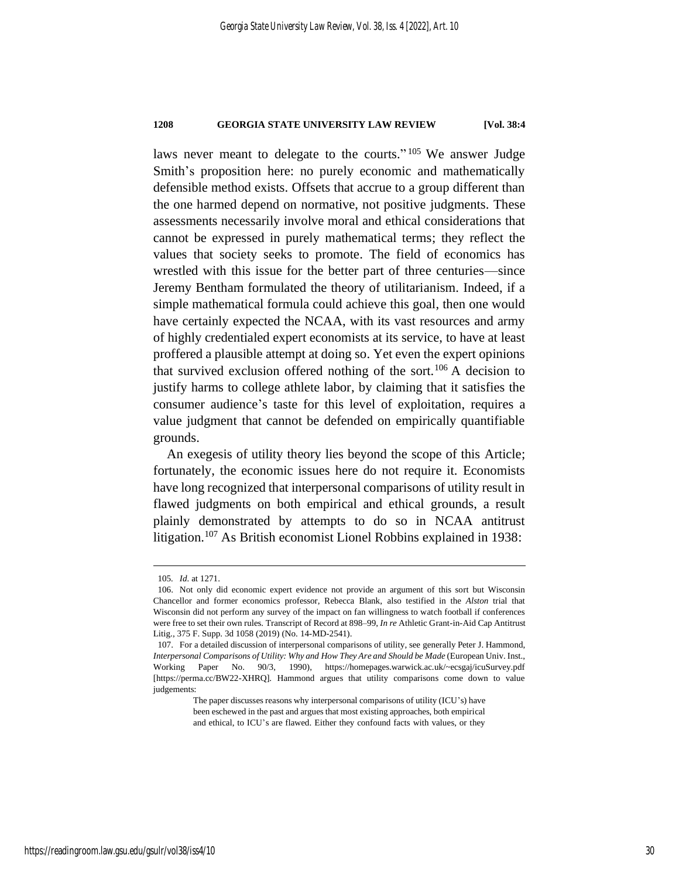laws never meant to delegate to the courts."[105] We answer Judge Smith's proposition here: no purely economic and mathematically defensible method exists. Offsets that accrue to a group different than the one harmed depend on normative, not positive judgments. These assessments necessarily involve moral and ethical considerations that cannot be expressed in purely mathematical terms; they reflect the values that society seeks to promote. The field of economics has wrestled with this issue for the better part of three centuries—since Jeremy Bentham formulated the theory of utilitarianism. Indeed, if a simple mathematical formula could achieve this goal, then one would have certainly expected the NCAA, with its vast resources and army of highly credentialed expert economists at its service, to have at least proffered a plausible attempt at doing so. Yet even the expert opinions that survived exclusion offered nothing of the sort.[106] A decision to justify harms to college athlete labor, by claiming that it satisfies the consumer audience's taste for this level of exploitation, requires a value judgment that cannot be defended on empirically quantifiable grounds.

An exegesis of utility theory lies beyond the scope of this Article; fortunately, the economic issues here do not require it. Economists have long recognized that interpersonal comparisons of utility result in flawed judgments on both empirical and ethical grounds, a result plainly demonstrated by attempts to do so in NCAA antitrust litigation.[107] As British economist Lionel Robbins explained in 1938:

---

105. *Id.* at 1271.

106. Not only did economic expert evidence not provide an argument of this sort but Wisconsin Chancellor and former economics professor, Rebecca Blank, also testified in the *Alston* trial that Wisconsin did not perform any survey of the impact on fan willingness to watch football if conferences were free to set their own rules. Transcript of Record at 898–99, *In re* Athletic Grant-in-Aid Cap Antitrust Litig., 375 F. Supp. 3d 1058 (2019) (No. 14-MD-2541).

107. For a detailed discussion of interpersonal comparisons of utility, see generally Peter J. Hammond, *Interpersonal Comparisons of Utility: Why and How They Are and Should be Made* (European Univ. Inst., Working Paper No. 90/3, 1990), https://homepages.warwick.ac.uk/~ecsgaj/icuSurvey.pdf [https://perma.cc/BW22-XHRQ]. Hammond argues that utility comparisons come down to value judgements:

> The paper discusses reasons why interpersonal comparisons of utility (ICU's) have been eschewed in the past and argues that most existing approaches, both empirical and ethical, to ICU's are flawed. Either they confound facts with values, or they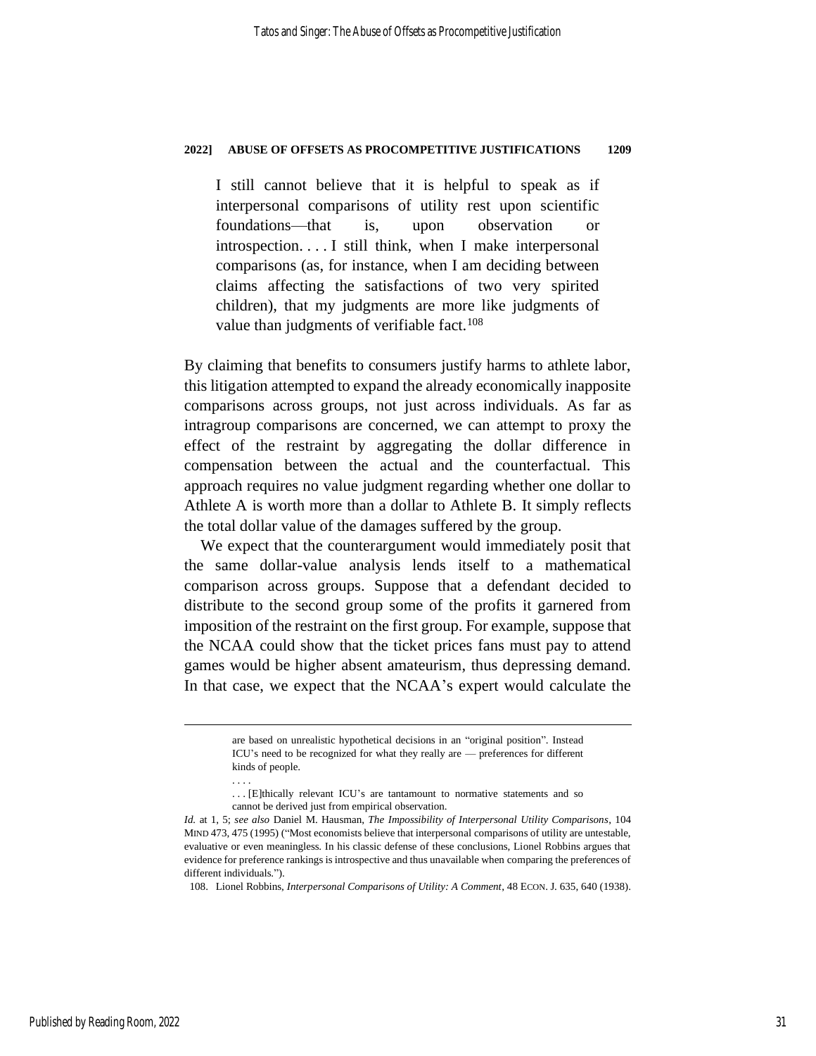> I still cannot believe that it is helpful to speak as if interpersonal comparisons of utility rest upon scientific foundations—that is, upon observation or introspection. . . . I still think, when I make interpersonal comparisons (as, for instance, when I am deciding between claims affecting the satisfactions of two very spirited children), that my judgments are more like judgments of value than judgments of verifiable fact.[108]

By claiming that benefits to consumers justify harms to athlete labor, this litigation attempted to expand the already economically inapposite comparisons across groups, not just across individuals. As far as intragroup comparisons are concerned, we can attempt to proxy the effect of the restraint by aggregating the dollar difference in compensation between the actual and the counterfactual. This approach requires no value judgment regarding whether one dollar to Athlete A is worth more than a dollar to Athlete B. It simply reflects the total dollar value of the damages suffered by the group.

We expect that the counterargument would immediately posit that the same dollar-value analysis lends itself to a mathematical comparison across groups. Suppose that a defendant decided to distribute to the second group some of the profits it garnered from imposition of the restraint on the first group. For example, suppose that the NCAA could show that the ticket prices fans must pay to attend games would be higher absent amateurism, thus depressing demand. In that case, we expect that the NCAA's expert would calculate the

---

> are based on unrealistic hypothetical decisions in an "original position". Instead ICU's need to be recognized for what they really are — preferences for different kinds of people.
>
> . . . .
>
> . . . [E]thically relevant ICU's are tantamount to normative statements and so cannot be derived just from empirical observation.

*Id.* at 1, 5; *see also* Daniel M. Hausman, *The Impossibility of Interpersonal Utility Comparisons*, 104 MIND 473, 475 (1995) ("Most economists believe that interpersonal comparisons of utility are untestable, evaluative or even meaningless. In his classic defense of these conclusions, Lionel Robbins argues that evidence for preference rankings is introspective and thus unavailable when comparing the preferences of different individuals.").

108. Lionel Robbins, *Interpersonal Comparisons of Utility: A Comment*, 48 ECON. J. 635, 640 (1938).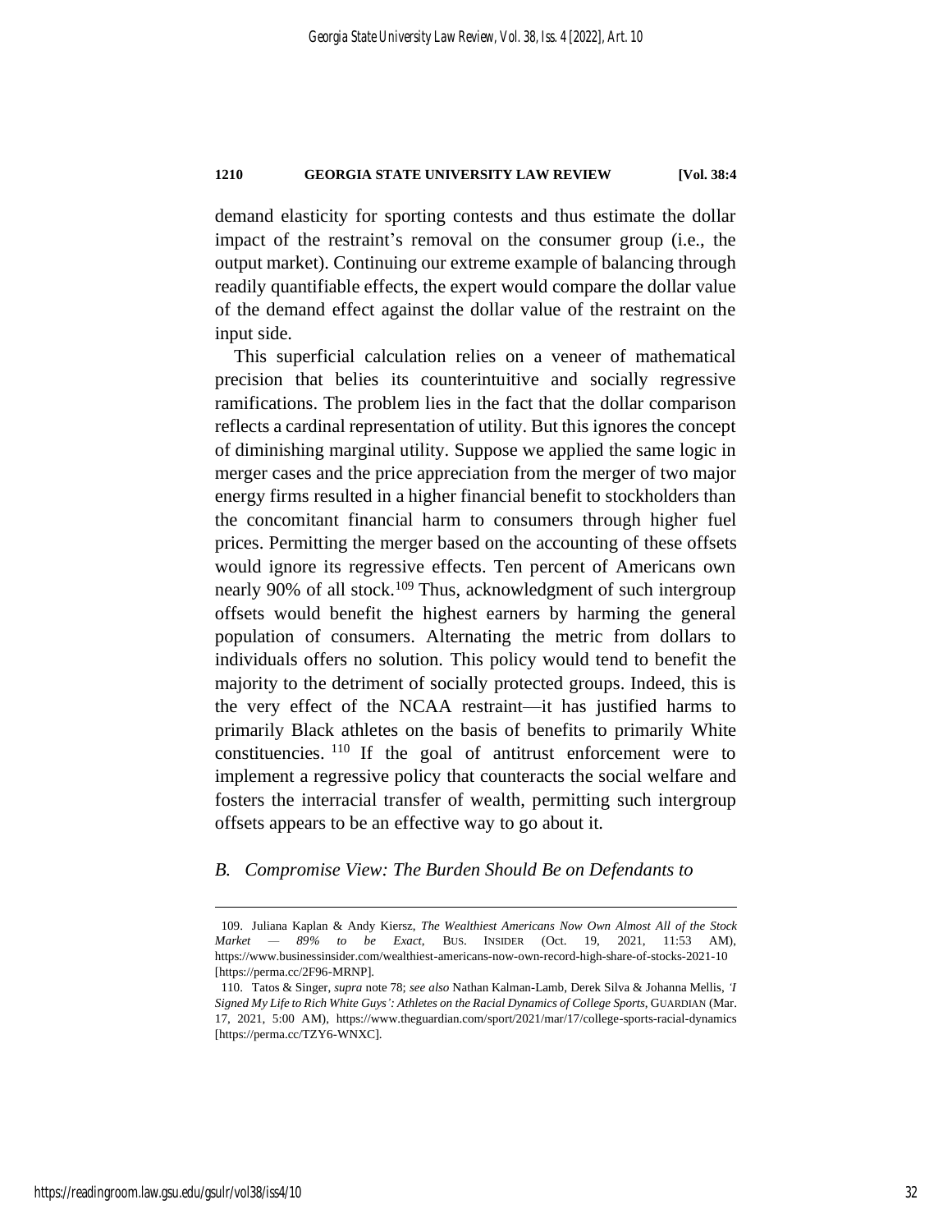demand elasticity for sporting contests and thus estimate the dollar impact of the restraint's removal on the consumer group (i.e., the output market). Continuing our extreme example of balancing through readily quantifiable effects, the expert would compare the dollar value of the demand effect against the dollar value of the restraint on the input side.

This superficial calculation relies on a veneer of mathematical precision that belies its counterintuitive and socially regressive ramifications. The problem lies in the fact that the dollar comparison reflects a cardinal representation of utility. But this ignores the concept of diminishing marginal utility. Suppose we applied the same logic in merger cases and the price appreciation from the merger of two major energy firms resulted in a higher financial benefit to stockholders than the concomitant financial harm to consumers through higher fuel prices. Permitting the merger based on the accounting of these offsets would ignore its regressive effects. Ten percent of Americans own nearly 90% of all stock.[109] Thus, acknowledgment of such intergroup offsets would benefit the highest earners by harming the general population of consumers. Alternating the metric from dollars to individuals offers no solution. This policy would tend to benefit the majority to the detriment of socially protected groups. Indeed, this is the very effect of the NCAA restraint—it has justified harms to primarily Black athletes on the basis of benefits to primarily White constituencies.[110] If the goal of antitrust enforcement were to implement a regressive policy that counteracts the social welfare and fosters the interracial transfer of wealth, permitting such intergroup offsets appears to be an effective way to go about it.

### *B. Compromise View: The Burden Should Be on Defendants to*

---

109. Juliana Kaplan & Andy Kiersz, *The Wealthiest Americans Now Own Almost All of the Stock Market — 89% to be Exact*, BUS. INSIDER (Oct. 19, 2021, 11:53 AM), https://www.businessinsider.com/wealthiest-americans-now-own-record-high-share-of-stocks-2021-10 [https://perma.cc/2F96-MRNP].

110. Tatos & Singer, *supra* note 78; *see also* Nathan Kalman-Lamb, Derek Silva & Johanna Mellis, *'I Signed My Life to Rich White Guys': Athletes on the Racial Dynamics of College Sports*, GUARDIAN (Mar. 17, 2021, 5:00 AM), https://www.theguardian.com/sport/2021/mar/17/college-sports-racial-dynamics [https://perma.cc/TZY6-WNXC].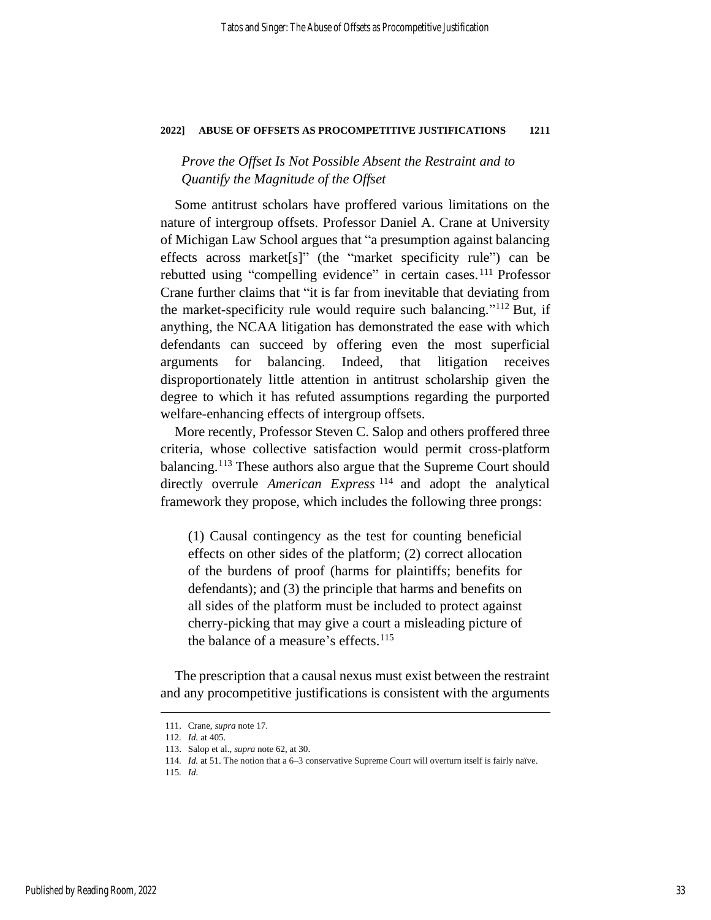*Prove the Offset Is Not Possible Absent the Restraint and to Quantify the Magnitude of the Offset*

Some antitrust scholars have proffered various limitations on the nature of intergroup offsets. Professor Daniel A. Crane at University of Michigan Law School argues that "a presumption against balancing effects across market[s]" (the "market specificity rule") can be rebutted using "compelling evidence" in certain cases.[111] Professor Crane further claims that "it is far from inevitable that deviating from the market-specificity rule would require such balancing."[112] But, if anything, the NCAA litigation has demonstrated the ease with which defendants can succeed by offering even the most superficial arguments for balancing. Indeed, that litigation receives disproportionately little attention in antitrust scholarship given the degree to which it has refuted assumptions regarding the purported welfare-enhancing effects of intergroup offsets.

More recently, Professor Steven C. Salop and others proffered three criteria, whose collective satisfaction would permit cross-platform balancing.[113] These authors also argue that the Supreme Court should directly overrule *American Express*[114] and adopt the analytical framework they propose, which includes the following three prongs:

> (1) Causal contingency as the test for counting beneficial effects on other sides of the platform; (2) correct allocation of the burdens of proof (harms for plaintiffs; benefits for defendants); and (3) the principle that harms and benefits on all sides of the platform must be included to protect against cherry-picking that may give a court a misleading picture of the balance of a measure's effects.[115]

The prescription that a causal nexus must exist between the restraint and any procompetitive justifications is consistent with the arguments

---

111. Crane, *supra* note 17.

112. *Id.* at 405.

113. Salop et al., *supra* note 62, at 30.

114. *Id.* at 51. The notion that a 6–3 conservative Supreme Court will overturn itself is fairly naïve.

115. *Id.*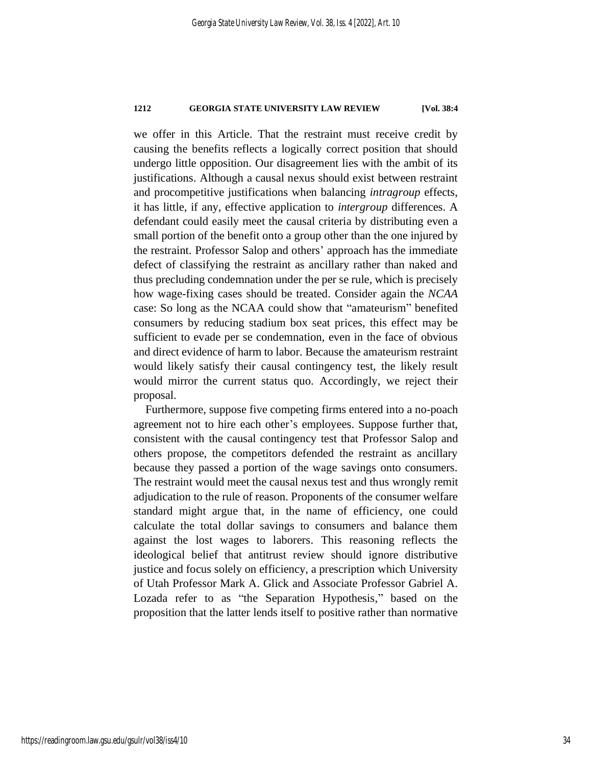we offer in this Article. That the restraint must receive credit by causing the benefits reflects a logically correct position that should undergo little opposition. Our disagreement lies with the ambit of its justifications. Although a causal nexus should exist between restraint and procompetitive justifications when balancing *intragroup* effects, it has little, if any, effective application to *intergroup* differences. A defendant could easily meet the causal criteria by distributing even a small portion of the benefit onto a group other than the one injured by the restraint. Professor Salop and others' approach has the immediate defect of classifying the restraint as ancillary rather than naked and thus precluding condemnation under the per se rule, which is precisely how wage-fixing cases should be treated. Consider again the *NCAA* case: So long as the NCAA could show that "amateurism" benefited consumers by reducing stadium box seat prices, this effect may be sufficient to evade per se condemnation, even in the face of obvious and direct evidence of harm to labor. Because the amateurism restraint would likely satisfy their causal contingency test, the likely result would mirror the current status quo. Accordingly, we reject their proposal.

Furthermore, suppose five competing firms entered into a no-poach agreement not to hire each other's employees. Suppose further that, consistent with the causal contingency test that Professor Salop and others propose, the competitors defended the restraint as ancillary because they passed a portion of the wage savings onto consumers. The restraint would meet the causal nexus test and thus wrongly remit adjudication to the rule of reason. Proponents of the consumer welfare standard might argue that, in the name of efficiency, one could calculate the total dollar savings to consumers and balance them against the lost wages to laborers. This reasoning reflects the ideological belief that antitrust review should ignore distributive justice and focus solely on efficiency, a prescription which University of Utah Professor Mark A. Glick and Associate Professor Gabriel A. Lozada refer to as "the Separation Hypothesis," based on the proposition that the latter lends itself to positive rather than normative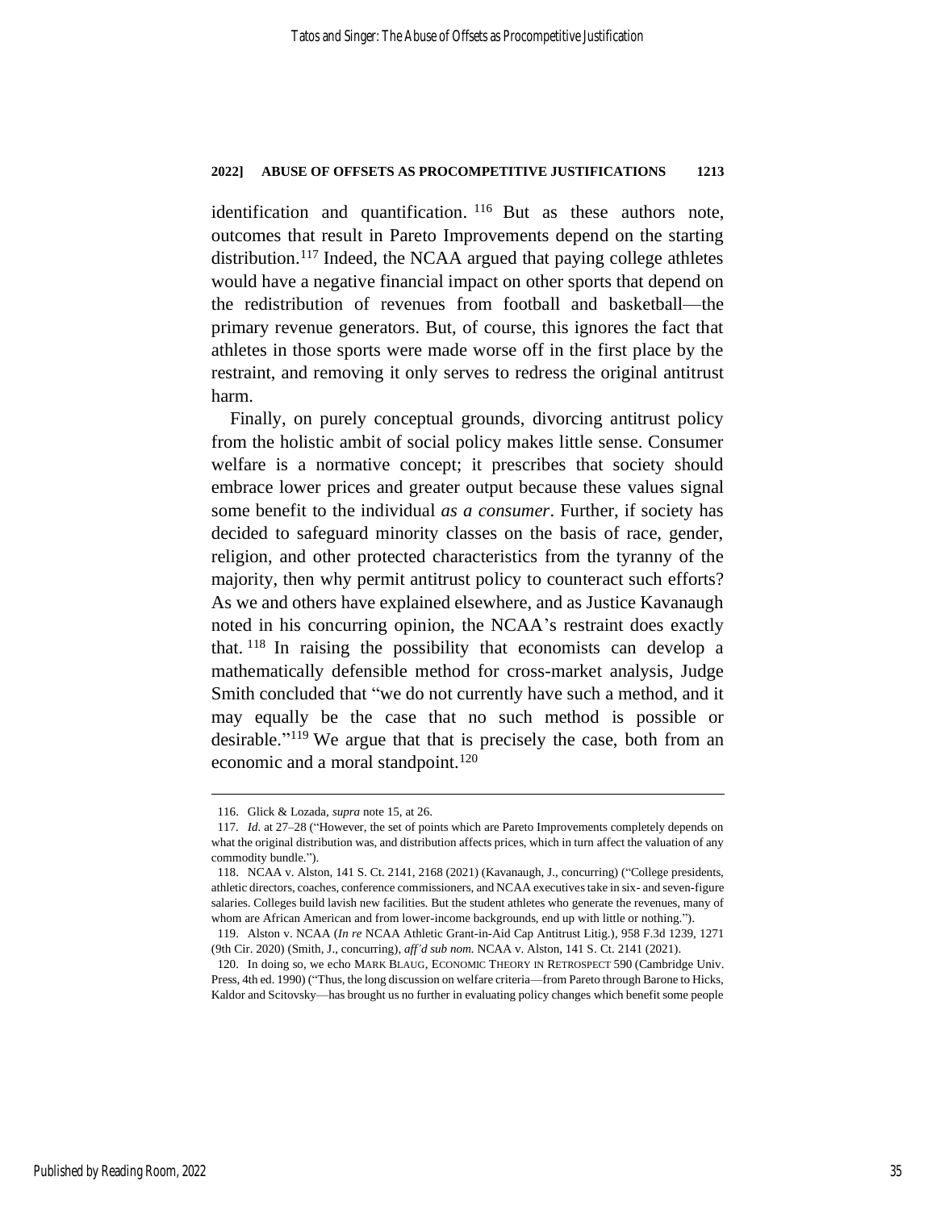identification and quantification.[116] But as these authors note, outcomes that result in Pareto Improvements depend on the starting distribution.[117] Indeed, the NCAA argued that paying college athletes would have a negative financial impact on other sports that depend on the redistribution of revenues from football and basketball—the primary revenue generators. But, of course, this ignores the fact that athletes in those sports were made worse off in the first place by the restraint, and removing it only serves to redress the original antitrust harm.

Finally, on purely conceptual grounds, divorcing antitrust policy from the holistic ambit of social policy makes little sense. Consumer welfare is a normative concept; it prescribes that society should embrace lower prices and greater output because these values signal some benefit to the individual *as a consumer*. Further, if society has decided to safeguard minority classes on the basis of race, gender, religion, and other protected characteristics from the tyranny of the majority, then why permit antitrust policy to counteract such efforts? As we and others have explained elsewhere, and as Justice Kavanaugh noted in his concurring opinion, the NCAA's restraint does exactly that.[118] In raising the possibility that economists can develop a mathematically defensible method for cross-market analysis, Judge Smith concluded that "we do not currently have such a method, and it may equally be the case that no such method is possible or desirable."[119] We argue that that is precisely the case, both from an economic and a moral standpoint.[120]

---

116. Glick & Lozada, *supra* note 15, at 26.

117. *Id.* at 27–28 ("However, the set of points which are Pareto Improvements completely depends on what the original distribution was, and distribution affects prices, which in turn affect the valuation of any commodity bundle.").

118. NCAA v. Alston, 141 S. Ct. 2141, 2168 (2021) (Kavanaugh, J., concurring) ("College presidents, athletic directors, coaches, conference commissioners, and NCAA executives take in six- and seven-figure salaries. Colleges build lavish new facilities. But the student athletes who generate the revenues, many of whom are African American and from lower-income backgrounds, end up with little or nothing.").

119. Alston v. NCAA (*In re* NCAA Athletic Grant-in-Aid Cap Antitrust Litig.), 958 F.3d 1239, 1271 (9th Cir. 2020) (Smith, J., concurring), *aff'd sub nom.* NCAA v. Alston, 141 S. Ct. 2141 (2021).

120. In doing so, we echo MARK BLAUG, ECONOMIC THEORY IN RETROSPECT 590 (Cambridge Univ. Press, 4th ed. 1990) ("Thus, the long discussion on welfare criteria—from Pareto through Barone to Hicks, Kaldor and Scitovsky—has brought us no further in evaluating policy changes which benefit some people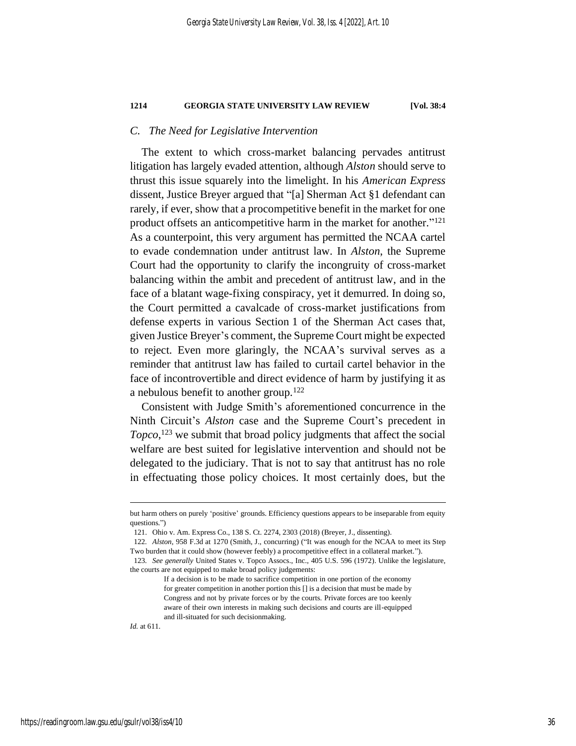### C. The Need for Legislative Intervention

The extent to which cross-market balancing pervades antitrust litigation has largely evaded attention, although *Alston* should serve to thrust this issue squarely into the limelight. In his *American Express* dissent, Justice Breyer argued that "[a] Sherman Act §1 defendant can rarely, if ever, show that a procompetitive benefit in the market for one product offsets an anticompetitive harm in the market for another."[121] As a counterpoint, this very argument has permitted the NCAA cartel to evade condemnation under antitrust law. In *Alston*, the Supreme Court had the opportunity to clarify the incongruity of cross-market balancing within the ambit and precedent of antitrust law, and in the face of a blatant wage-fixing conspiracy, yet it demurred. In doing so, the Court permitted a cavalcade of cross-market justifications from defense experts in various Section 1 of the Sherman Act cases that, given Justice Breyer's comment, the Supreme Court might be expected to reject. Even more glaringly, the NCAA's survival serves as a reminder that antitrust law has failed to curtail cartel behavior in the face of incontrovertible and direct evidence of harm by justifying it as a nebulous benefit to another group.[122]

Consistent with Judge Smith's aforementioned concurrence in the Ninth Circuit's *Alston* case and the Supreme Court's precedent in *Topco*,[123] we submit that broad policy judgments that affect the social welfare are best suited for legislative intervention and should not be delegated to the judiciary. That is not to say that antitrust has no role in effectuating those policy choices. It most certainly does, but the

---

but harm others on purely 'positive' grounds. Efficiency questions appears to be inseparable from equity questions.")

121. Ohio v. Am. Express Co., 138 S. Ct. 2274, 2303 (2018) (Breyer, J., dissenting).

122. *Alston*, 958 F.3d at 1270 (Smith, J., concurring) ("It was enough for the NCAA to meet its Step Two burden that it could show (however feebly) a procompetitive effect in a collateral market.").

123. *See generally* United States v. Topco Assocs., Inc., 405 U.S. 596 (1972). Unlike the legislature, the courts are not equipped to make broad policy judgements:

> If a decision is to be made to sacrifice competition in one portion of the economy for greater competition in another portion this [] is a decision that must be made by Congress and not by private forces or by the courts. Private forces are too keenly aware of their own interests in making such decisions and courts are ill-equipped and ill-situated for such decisionmaking.

*Id.* at 611.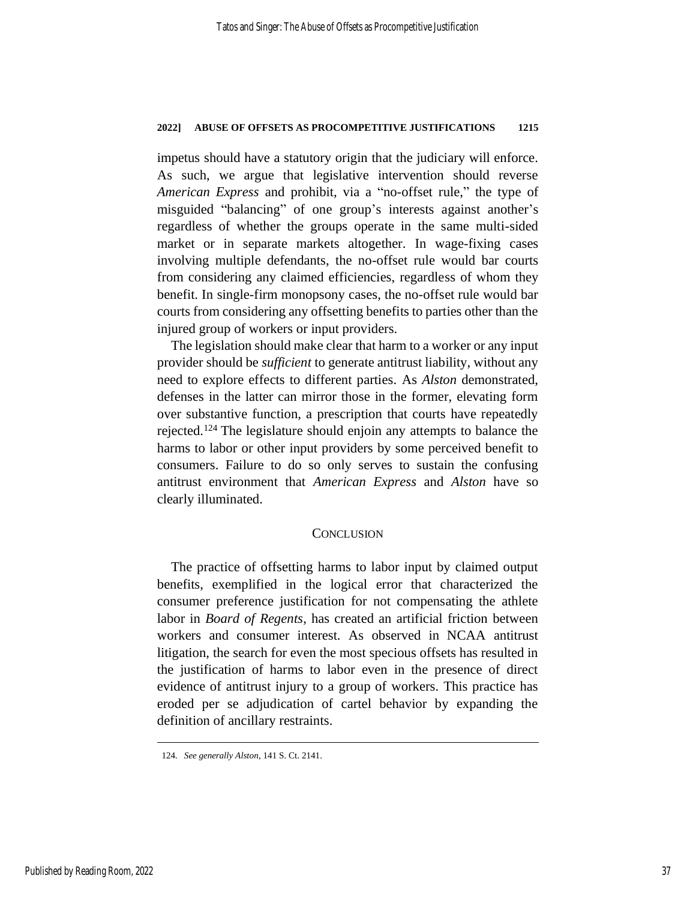impetus should have a statutory origin that the judiciary will enforce. As such, we argue that legislative intervention should reverse *American Express* and prohibit, via a "no-offset rule," the type of misguided "balancing" of one group's interests against another's regardless of whether the groups operate in the same multi-sided market or in separate markets altogether. In wage-fixing cases involving multiple defendants, the no-offset rule would bar courts from considering any claimed efficiencies, regardless of whom they benefit. In single-firm monopsony cases, the no-offset rule would bar courts from considering any offsetting benefits to parties other than the injured group of workers or input providers.

The legislation should make clear that harm to a worker or any input provider should be *sufficient* to generate antitrust liability, without any need to explore effects to different parties. As *Alston* demonstrated, defenses in the latter can mirror those in the former, elevating form over substantive function, a prescription that courts have repeatedly rejected.[124] The legislature should enjoin any attempts to balance the harms to labor or other input providers by some perceived benefit to consumers. Failure to do so only serves to sustain the confusing antitrust environment that *American Express* and *Alston* have so clearly illuminated.

## CONCLUSION

The practice of offsetting harms to labor input by claimed output benefits, exemplified in the logical error that characterized the consumer preference justification for not compensating the athlete labor in *Board of Regents*, has created an artificial friction between workers and consumer interest. As observed in NCAA antitrust litigation, the search for even the most specious offsets has resulted in the justification of harms to labor even in the presence of direct evidence of antitrust injury to a group of workers. This practice has eroded per se adjudication of cartel behavior by expanding the definition of ancillary restraints.

---

124. *See generally Alston*, 141 S. Ct. 2141.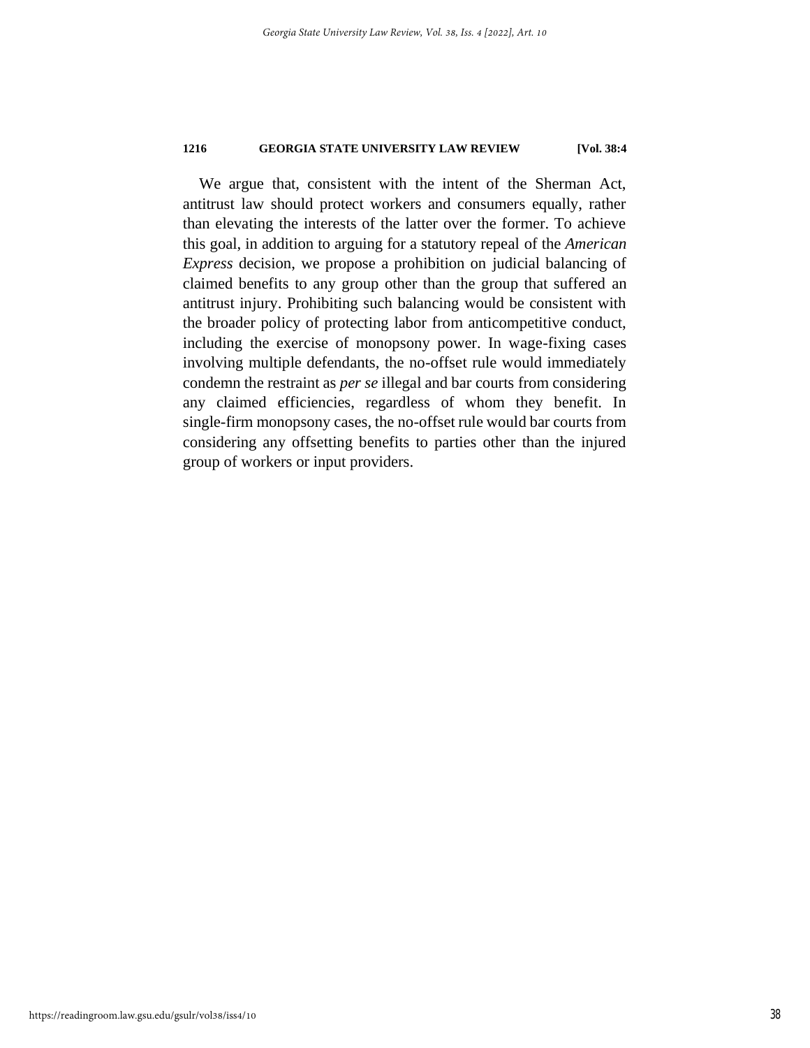We argue that, consistent with the intent of the Sherman Act, antitrust law should protect workers and consumers equally, rather than elevating the interests of the latter over the former. To achieve this goal, in addition to arguing for a statutory repeal of the *American Express* decision, we propose a prohibition on judicial balancing of claimed benefits to any group other than the group that suffered an antitrust injury. Prohibiting such balancing would be consistent with the broader policy of protecting labor from anticompetitive conduct, including the exercise of monopsony power. In wage-fixing cases involving multiple defendants, the no-offset rule would immediately condemn the restraint as *per se* illegal and bar courts from considering any claimed efficiencies, regardless of whom they benefit. In single-firm monopsony cases, the no-offset rule would bar courts from considering any offsetting benefits to parties other than the injured group of workers or input providers.